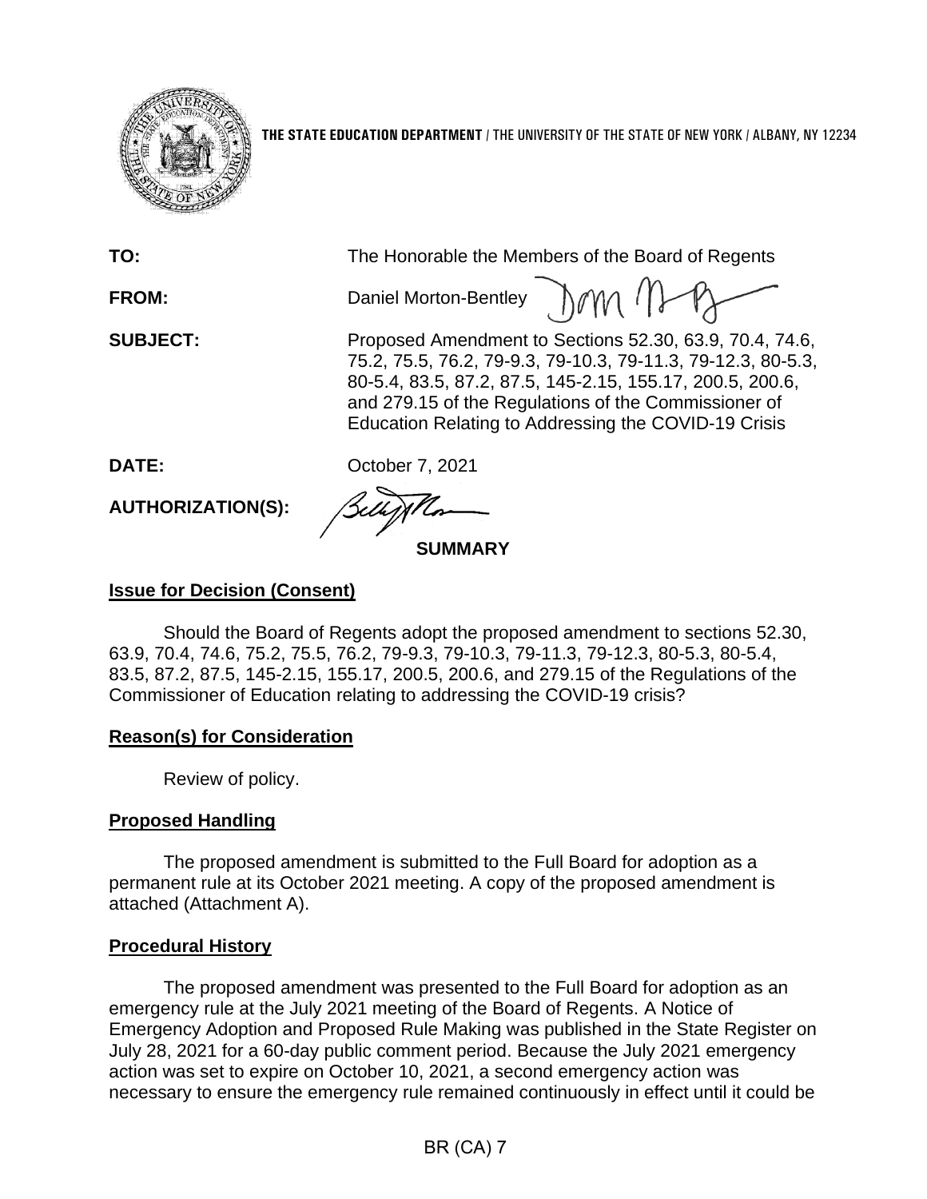**THE STATE EDUCATION DEPARTMENT** / THE UNIVERSITY OF THE STATE OF NEW YORK / ALBANY, NY 12234

**TO:** The Honorable the Members of the Board of Regents

**FROM:** Daniel Morton-Bentley

**SUBJECT:** Proposed Amendment to Sections 52.30, 63.9, 70.4, 74.6, 75.2, 75.5, 76.2, 79-9.3, 79-10.3, 79-11.3, 79-12.3, 80-5.3, 80-5.4, 83.5, 87.2, 87.5, 145-2.15, 155.17, 200.5, 200.6, and 279.15 of the Regulations of the Commissioner of Education Relating to Addressing the COVID-19 Crisis

**DATE:** October 7, 2021

**AUTHORIZATION(S):**

**SUMMARY**

## Issue for Decision (Consent)

Should the Board of Regents adopt the proposed amendment to sections 52.30, 63.9, 70.4, 74.6, 75.2, 75.5, 76.2, 79-9.3, 79-10.3, 79-11.3, 79-12.3, 80-5.3, 80-5.4, 83.5, 87.2, 87.5, 145-2.15, 155.17, 200.5, 200.6, and 279.15 of the Regulations of the Commissioner of Education relating to addressing the COVID-19 crisis?

## Reason(s) for Consideration

Review of policy.

## Proposed Handling

The proposed amendment is submitted to the Full Board for adoption as a permanent rule at its October 2021 meeting. A copy of the proposed amendment is attached (Attachment A).

## Procedural History

The proposed amendment was presented to the Full Board for adoption as an emergency rule at the July 2021 meeting of the Board of Regents. A Notice of Emergency Adoption and Proposed Rule Making was published in the State Register on July 28, 2021 for a 60-day public comment period. Because the July 2021 emergency action was set to expire on October 10, 2021, a second emergency action was necessary to ensure the emergency rule remained continuously in effect until it could be

BR (CA) 7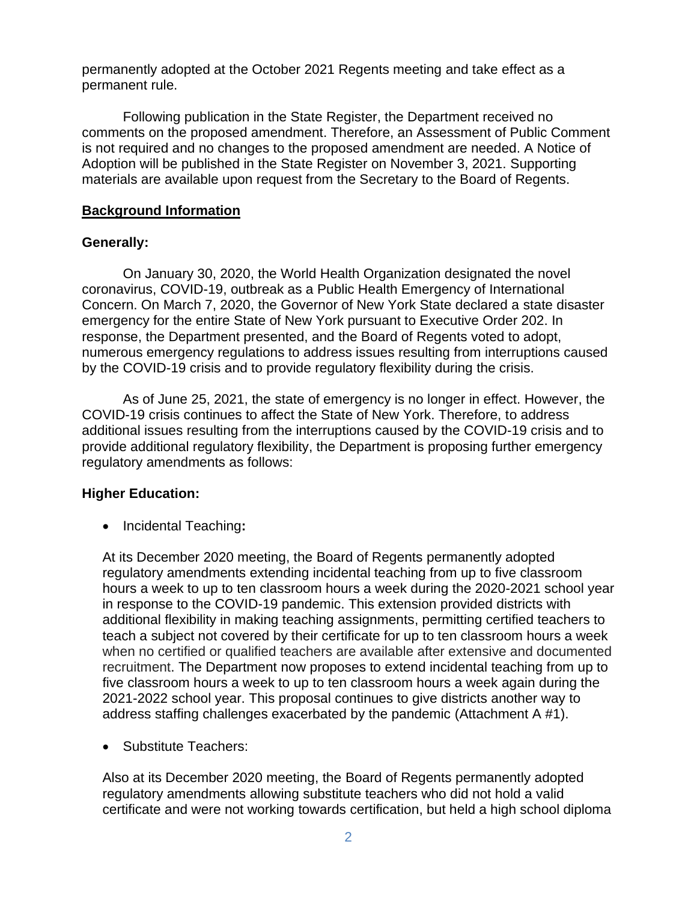permanently adopted at the October 2021 Regents meeting and take effect as a permanent rule.

Following publication in the State Register, the Department received no comments on the proposed amendment. Therefore, an Assessment of Public Comment is not required and no changes to the proposed amendment are needed. A Notice of Adoption will be published in the State Register on November 3, 2021. Supporting materials are available upon request from the Secretary to the Board of Regents.

## Background Information

**Generally:**

On January 30, 2020, the World Health Organization designated the novel coronavirus, COVID-19, outbreak as a Public Health Emergency of International Concern. On March 7, 2020, the Governor of New York State declared a state disaster emergency for the entire State of New York pursuant to Executive Order 202. In response, the Department presented, and the Board of Regents voted to adopt, numerous emergency regulations to address issues resulting from interruptions caused by the COVID-19 crisis and to provide regulatory flexibility during the crisis.

As of June 25, 2021, the state of emergency is no longer in effect. However, the COVID-19 crisis continues to affect the State of New York. Therefore, to address additional issues resulting from the interruptions caused by the COVID-19 crisis and to provide additional regulatory flexibility, the Department is proposing further emergency regulatory amendments as follows:

**Higher Education:**

- Incidental Teaching**:**

  At its December 2020 meeting, the Board of Regents permanently adopted regulatory amendments extending incidental teaching from up to five classroom hours a week to up to ten classroom hours a week during the 2020-2021 school year in response to the COVID-19 pandemic. This extension provided districts with additional flexibility in making teaching assignments, permitting certified teachers to teach a subject not covered by their certificate for up to ten classroom hours a week when no certified or qualified teachers are available after extensive and documented recruitment. The Department now proposes to extend incidental teaching from up to five classroom hours a week to up to ten classroom hours a week again during the 2021-2022 school year. This proposal continues to give districts another way to address staffing challenges exacerbated by the pandemic (Attachment A #1).

- Substitute Teachers:

  Also at its December 2020 meeting, the Board of Regents permanently adopted regulatory amendments allowing substitute teachers who did not hold a valid certificate and were not working towards certification, but held a high school diploma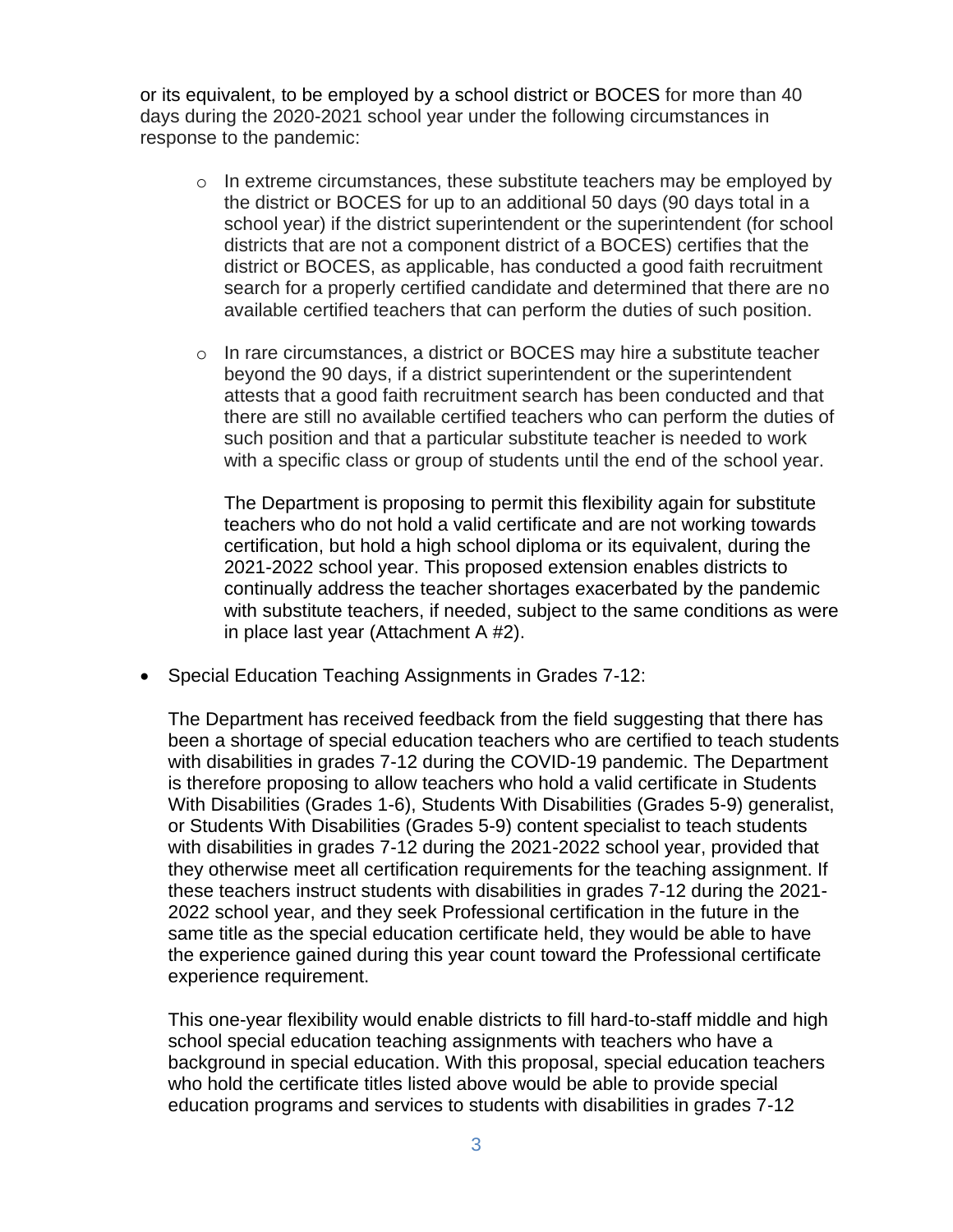or its equivalent, to be employed by a school district or BOCES for more than 40 days during the 2020-2021 school year under the following circumstances in response to the pandemic:

- In extreme circumstances, these substitute teachers may be employed by the district or BOCES for up to an additional 50 days (90 days total in a school year) if the district superintendent or the superintendent (for school districts that are not a component district of a BOCES) certifies that the district or BOCES, as applicable, has conducted a good faith recruitment search for a properly certified candidate and determined that there are no available certified teachers that can perform the duties of such position.

- In rare circumstances, a district or BOCES may hire a substitute teacher beyond the 90 days, if a district superintendent or the superintendent attests that a good faith recruitment search has been conducted and that there are still no available certified teachers who can perform the duties of such position and that a particular substitute teacher is needed to work with a specific class or group of students until the end of the school year.

  The Department is proposing to permit this flexibility again for substitute teachers who do not hold a valid certificate and are not working towards certification, but hold a high school diploma or its equivalent, during the 2021-2022 school year. This proposed extension enables districts to continually address the teacher shortages exacerbated by the pandemic with substitute teachers, if needed, subject to the same conditions as were in place last year (Attachment A #2).

- Special Education Teaching Assignments in Grades 7-12:

  The Department has received feedback from the field suggesting that there has been a shortage of special education teachers who are certified to teach students with disabilities in grades 7-12 during the COVID-19 pandemic. The Department is therefore proposing to allow teachers who hold a valid certificate in Students With Disabilities (Grades 1-6), Students With Disabilities (Grades 5-9) generalist, or Students With Disabilities (Grades 5-9) content specialist to teach students with disabilities in grades 7-12 during the 2021-2022 school year, provided that they otherwise meet all certification requirements for the teaching assignment. If these teachers instruct students with disabilities in grades 7-12 during the 2021-2022 school year, and they seek Professional certification in the future in the same title as the special education certificate held, they would be able to have the experience gained during this year count toward the Professional certificate experience requirement.

  This one-year flexibility would enable districts to fill hard-to-staff middle and high school special education teaching assignments with teachers who have a background in special education. With this proposal, special education teachers who hold the certificate titles listed above would be able to provide special education programs and services to students with disabilities in grades 7-12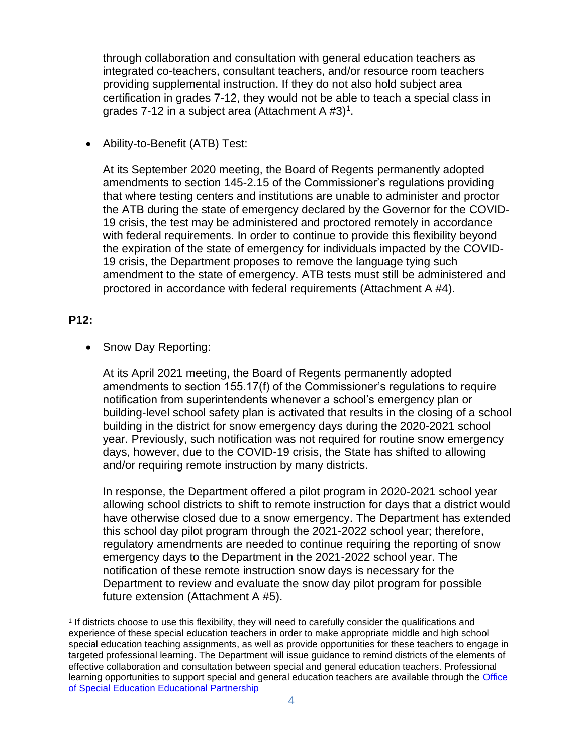through collaboration and consultation with general education teachers as integrated co-teachers, consultant teachers, and/or resource room teachers providing supplemental instruction. If they do not also hold subject area certification in grades 7-12, they would not be able to teach a special class in grades 7-12 in a subject area (Attachment A #3)[1].

- Ability-to-Benefit (ATB) Test:

  At its September 2020 meeting, the Board of Regents permanently adopted amendments to section 145-2.15 of the Commissioner's regulations providing that where testing centers and institutions are unable to administer and proctor the ATB during the state of emergency declared by the Governor for the COVID-19 crisis, the test may be administered and proctored remotely in accordance with federal requirements. In order to continue to provide this flexibility beyond the expiration of the state of emergency for individuals impacted by the COVID-19 crisis, the Department proposes to remove the language tying such amendment to the state of emergency. ATB tests must still be administered and proctored in accordance with federal requirements (Attachment A #4).

**P12:**

- Snow Day Reporting:

  At its April 2021 meeting, the Board of Regents permanently adopted amendments to section 155.17(f) of the Commissioner's regulations to require notification from superintendents whenever a school's emergency plan or building-level school safety plan is activated that results in the closing of a school building in the district for snow emergency days during the 2020-2021 school year. Previously, such notification was not required for routine snow emergency days, however, due to the COVID-19 crisis, the State has shifted to allowing and/or requiring remote instruction by many districts.

  In response, the Department offered a pilot program in 2020-2021 school year allowing school districts to shift to remote instruction for days that a district would have otherwise closed due to a snow emergency. The Department has extended this school day pilot program through the 2021-2022 school year; therefore, regulatory amendments are needed to continue requiring the reporting of snow emergency days to the Department in the 2021-2022 school year. The notification of these remote instruction snow days is necessary for the Department to review and evaluate the snow day pilot program for possible future extension (Attachment A #5).

---

[1] If districts choose to use this flexibility, they will need to carefully consider the qualifications and experience of these special education teachers in order to make appropriate middle and high school special education teaching assignments, as well as provide opportunities for these teachers to engage in targeted professional learning. The Department will issue guidance to remind districts of the elements of effective collaboration and consultation between special and general education teachers. Professional learning opportunities to support special and general education teachers are available through the Office of Special Education Educational Partnership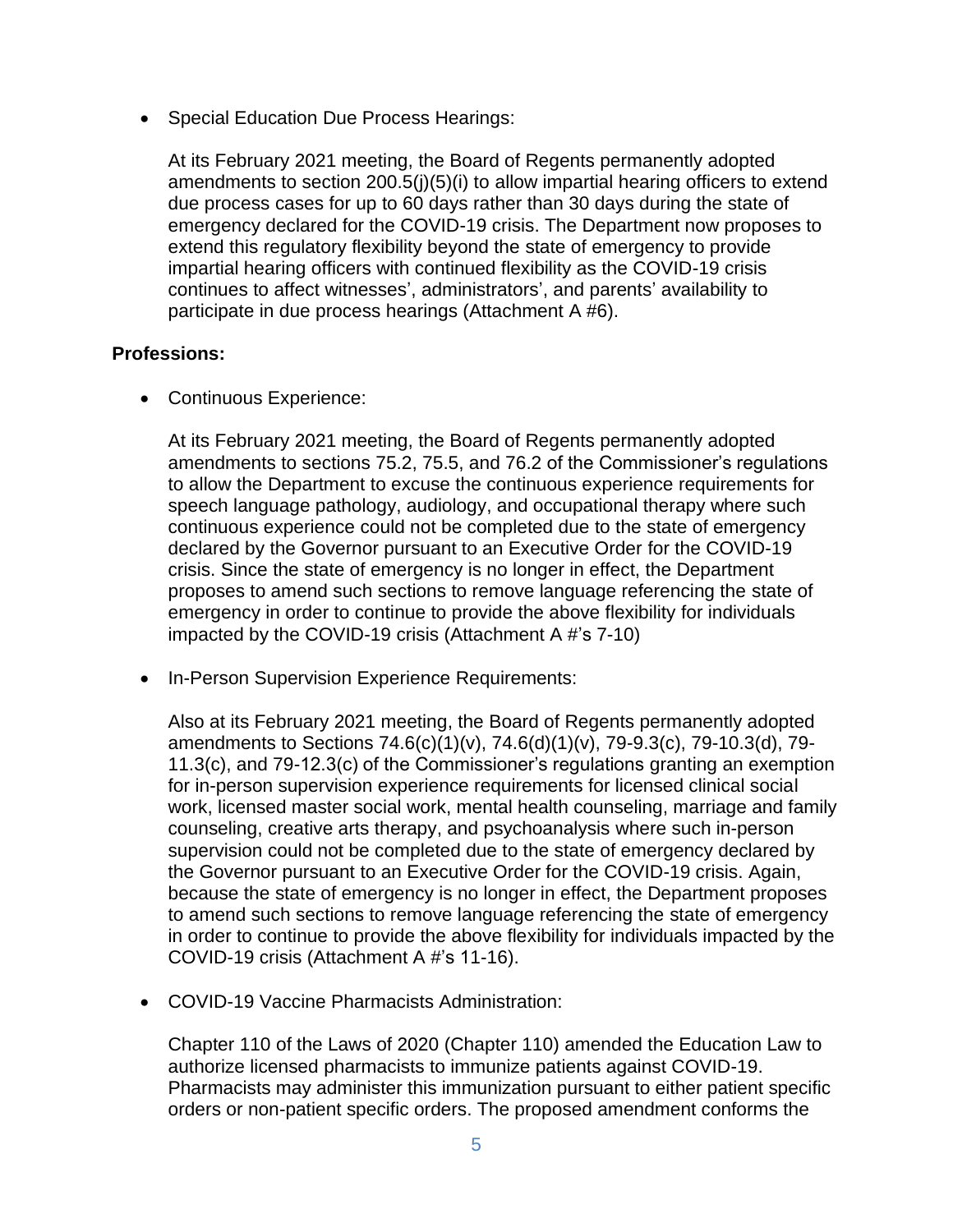- Special Education Due Process Hearings:

  At its February 2021 meeting, the Board of Regents permanently adopted amendments to section 200.5(j)(5)(i) to allow impartial hearing officers to extend due process cases for up to 60 days rather than 30 days during the state of emergency declared for the COVID-19 crisis. The Department now proposes to extend this regulatory flexibility beyond the state of emergency to provide impartial hearing officers with continued flexibility as the COVID-19 crisis continues to affect witnesses', administrators', and parents' availability to participate in due process hearings (Attachment A #6).

**Professions:**

- Continuous Experience:

  At its February 2021 meeting, the Board of Regents permanently adopted amendments to sections 75.2, 75.5, and 76.2 of the Commissioner's regulations to allow the Department to excuse the continuous experience requirements for speech language pathology, audiology, and occupational therapy where such continuous experience could not be completed due to the state of emergency declared by the Governor pursuant to an Executive Order for the COVID-19 crisis. Since the state of emergency is no longer in effect, the Department proposes to amend such sections to remove language referencing the state of emergency in order to continue to provide the above flexibility for individuals impacted by the COVID-19 crisis (Attachment A #'s 7-10)

- In-Person Supervision Experience Requirements:

  Also at its February 2021 meeting, the Board of Regents permanently adopted amendments to Sections 74.6(c)(1)(v), 74.6(d)(1)(v), 79-9.3(c), 79-10.3(d), 79-11.3(c), and 79-12.3(c) of the Commissioner's regulations granting an exemption for in-person supervision experience requirements for licensed clinical social work, licensed master social work, mental health counseling, marriage and family counseling, creative arts therapy, and psychoanalysis where such in-person supervision could not be completed due to the state of emergency declared by the Governor pursuant to an Executive Order for the COVID-19 crisis. Again, because the state of emergency is no longer in effect, the Department proposes to amend such sections to remove language referencing the state of emergency in order to continue to provide the above flexibility for individuals impacted by the COVID-19 crisis (Attachment A #'s 11-16).

- COVID-19 Vaccine Pharmacists Administration:

  Chapter 110 of the Laws of 2020 (Chapter 110) amended the Education Law to authorize licensed pharmacists to immunize patients against COVID-19. Pharmacists may administer this immunization pursuant to either patient specific orders or non-patient specific orders. The proposed amendment conforms the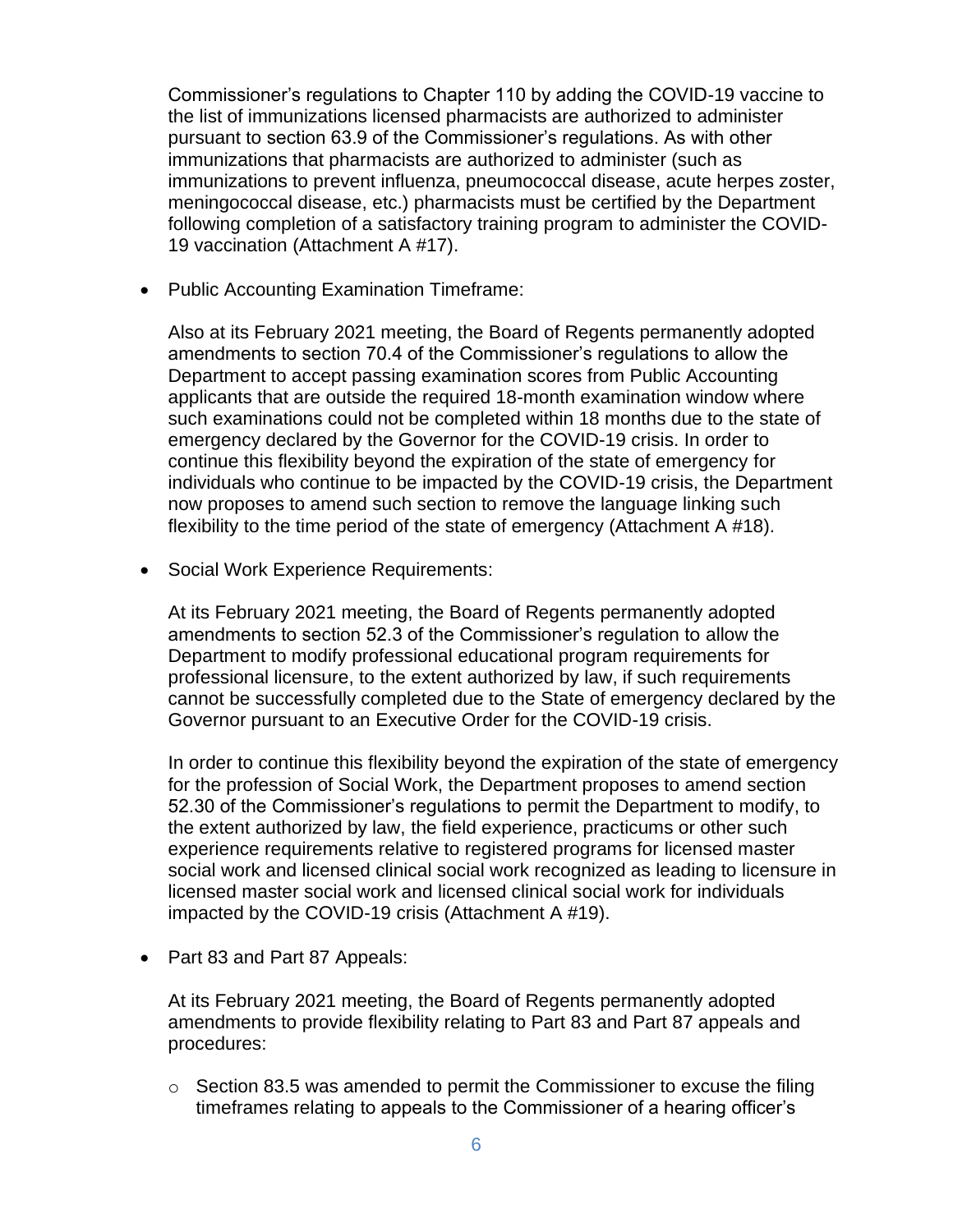Commissioner's regulations to Chapter 110 by adding the COVID-19 vaccine to the list of immunizations licensed pharmacists are authorized to administer pursuant to section 63.9 of the Commissioner's regulations. As with other immunizations that pharmacists are authorized to administer (such as immunizations to prevent influenza, pneumococcal disease, acute herpes zoster, meningococcal disease, etc.) pharmacists must be certified by the Department following completion of a satisfactory training program to administer the COVID-19 vaccination (Attachment A #17).

- Public Accounting Examination Timeframe:

  Also at its February 2021 meeting, the Board of Regents permanently adopted amendments to section 70.4 of the Commissioner's regulations to allow the Department to accept passing examination scores from Public Accounting applicants that are outside the required 18-month examination window where such examinations could not be completed within 18 months due to the state of emergency declared by the Governor for the COVID-19 crisis. In order to continue this flexibility beyond the expiration of the state of emergency for individuals who continue to be impacted by the COVID-19 crisis, the Department now proposes to amend such section to remove the language linking such flexibility to the time period of the state of emergency (Attachment A #18).

- Social Work Experience Requirements:

  At its February 2021 meeting, the Board of Regents permanently adopted amendments to section 52.3 of the Commissioner's regulation to allow the Department to modify professional educational program requirements for professional licensure, to the extent authorized by law, if such requirements cannot be successfully completed due to the State of emergency declared by the Governor pursuant to an Executive Order for the COVID-19 crisis.

  In order to continue this flexibility beyond the expiration of the state of emergency for the profession of Social Work, the Department proposes to amend section 52.30 of the Commissioner's regulations to permit the Department to modify, to the extent authorized by law, the field experience, practicums or other such experience requirements relative to registered programs for licensed master social work and licensed clinical social work recognized as leading to licensure in licensed master social work and licensed clinical social work for individuals impacted by the COVID-19 crisis (Attachment A #19).

- Part 83 and Part 87 Appeals:

  At its February 2021 meeting, the Board of Regents permanently adopted amendments to provide flexibility relating to Part 83 and Part 87 appeals and procedures:

  - Section 83.5 was amended to permit the Commissioner to excuse the filing timeframes relating to appeals to the Commissioner of a hearing officer's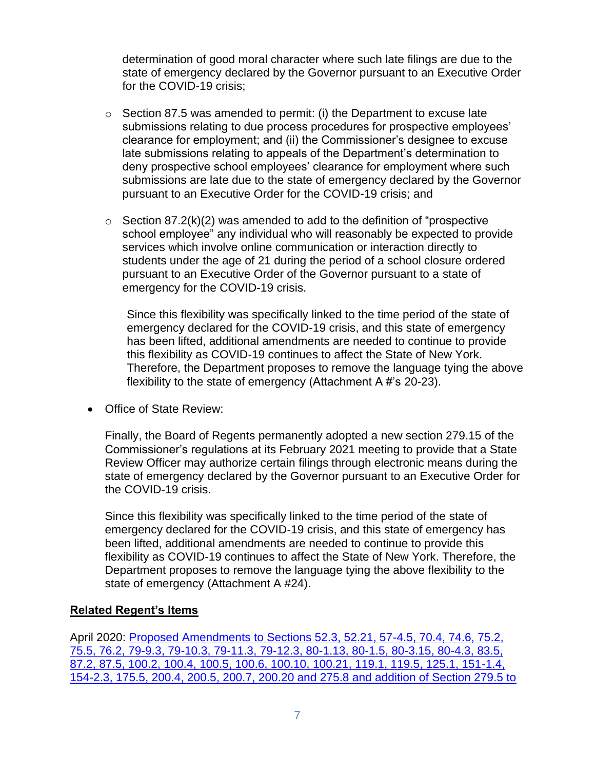determination of good moral character where such late filings are due to the state of emergency declared by the Governor pursuant to an Executive Order for the COVID-19 crisis;

  - Section 87.5 was amended to permit: (i) the Department to excuse late submissions relating to due process procedures for prospective employees' clearance for employment; and (ii) the Commissioner's designee to excuse late submissions relating to appeals of the Department's determination to deny prospective school employees' clearance for employment where such submissions are late due to the state of emergency declared by the Governor pursuant to an Executive Order for the COVID-19 crisis; and

  - Section 87.2(k)(2) was amended to add to the definition of "prospective school employee" any individual who will reasonably be expected to provide services which involve online communication or interaction directly to students under the age of 21 during the period of a school closure ordered pursuant to an Executive Order of the Governor pursuant to a state of emergency for the COVID-19 crisis.

    Since this flexibility was specifically linked to the time period of the state of emergency declared for the COVID-19 crisis, and this state of emergency has been lifted, additional amendments are needed to continue to provide this flexibility as COVID-19 continues to affect the State of New York. Therefore, the Department proposes to remove the language tying the above flexibility to the state of emergency (Attachment A #'s 20-23).

- Office of State Review:

  Finally, the Board of Regents permanently adopted a new section 279.15 of the Commissioner's regulations at its February 2021 meeting to provide that a State Review Officer may authorize certain filings through electronic means during the state of emergency declared by the Governor pursuant to an Executive Order for the COVID-19 crisis.

  Since this flexibility was specifically linked to the time period of the state of emergency declared for the COVID-19 crisis, and this state of emergency has been lifted, additional amendments are needed to continue to provide this flexibility as COVID-19 continues to affect the State of New York. Therefore, the Department proposes to remove the language tying the above flexibility to the state of emergency (Attachment A #24).

**Related Regent's Items**

April 2020: Proposed Amendments to Sections 52.3, 52.21, 57-4.5, 70.4, 74.6, 75.2, 75.5, 76.2, 79-9.3, 79-10.3, 79-11.3, 79-12.3, 80-1.13, 80-1.5, 80-3.15, 80-4.3, 83.5, 87.2, 87.5, 100.2, 100.4, 100.5, 100.6, 100.10, 100.21, 119.1, 119.5, 125.1, 151-1.4, 154-2.3, 175.5, 200.4, 200.5, 200.7, 200.20 and 275.8 and addition of Section 279.5 to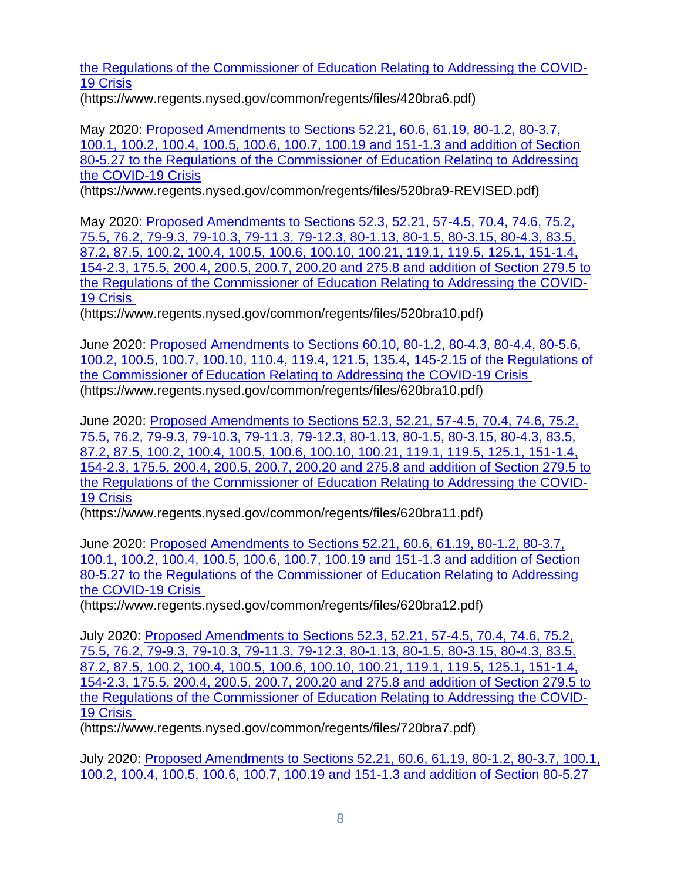[the Regulations of the Commissioner of Education Relating to Addressing the COVID-19 Crisis](https://www.regents.nysed.gov/common/regents/files/420bra6.pdf)
(https://www.regents.nysed.gov/common/regents/files/420bra6.pdf)

May 2020: [Proposed Amendments to Sections 52.21, 60.6, 61.19, 80-1.2, 80-3.7, 100.1, 100.2, 100.4, 100.5, 100.6, 100.7, 100.19 and 151-1.3 and addition of Section 80-5.27 to the Regulations of the Commissioner of Education Relating to Addressing the COVID-19 Crisis](https://www.regents.nysed.gov/common/regents/files/520bra9-REVISED.pdf)
(https://www.regents.nysed.gov/common/regents/files/520bra9-REVISED.pdf)

May 2020: [Proposed Amendments to Sections 52.3, 52.21, 57-4.5, 70.4, 74.6, 75.2, 75.5, 76.2, 79-9.3, 79-10.3, 79-11.3, 79-12.3, 80-1.13, 80-1.5, 80-3.15, 80-4.3, 83.5, 87.2, 87.5, 100.2, 100.4, 100.5, 100.6, 100.10, 100.21, 119.1, 119.5, 125.1, 151-1.4, 154-2.3, 175.5, 200.4, 200.5, 200.7, 200.20 and 275.8 and addition of Section 279.5 to the Regulations of the Commissioner of Education Relating to Addressing the COVID-19 Crisis](https://www.regents.nysed.gov/common/regents/files/520bra10.pdf)
(https://www.regents.nysed.gov/common/regents/files/520bra10.pdf)

June 2020: [Proposed Amendments to Sections 60.10, 80-1.2, 80-4.3, 80-4.4, 80-5.6, 100.2, 100.5, 100.7, 100.10, 110.4, 119.4, 121.5, 135.4, 145-2.15 of the Regulations of the Commissioner of Education Relating to Addressing the COVID-19 Crisis](https://www.regents.nysed.gov/common/regents/files/620bra10.pdf)
(https://www.regents.nysed.gov/common/regents/files/620bra10.pdf)

June 2020: [Proposed Amendments to Sections 52.3, 52.21, 57-4.5, 70.4, 74.6, 75.2, 75.5, 76.2, 79-9.3, 79-10.3, 79-11.3, 79-12.3, 80-1.13, 80-1.5, 80-3.15, 80-4.3, 83.5, 87.2, 87.5, 100.2, 100.4, 100.5, 100.6, 100.10, 100.21, 119.1, 119.5, 125.1, 151-1.4, 154-2.3, 175.5, 200.4, 200.5, 200.7, 200.20 and 275.8 and addition of Section 279.5 to the Regulations of the Commissioner of Education Relating to Addressing the COVID-19 Crisis](https://www.regents.nysed.gov/common/regents/files/620bra11.pdf)
(https://www.regents.nysed.gov/common/regents/files/620bra11.pdf)

June 2020: [Proposed Amendments to Sections 52.21, 60.6, 61.19, 80-1.2, 80-3.7, 100.1, 100.2, 100.4, 100.5, 100.6, 100.7, 100.19 and 151-1.3 and addition of Section 80-5.27 to the Regulations of the Commissioner of Education Relating to Addressing the COVID-19 Crisis](https://www.regents.nysed.gov/common/regents/files/620bra12.pdf)
(https://www.regents.nysed.gov/common/regents/files/620bra12.pdf)

July 2020: [Proposed Amendments to Sections 52.3, 52.21, 57-4.5, 70.4, 74.6, 75.2, 75.5, 76.2, 79-9.3, 79-10.3, 79-11.3, 79-12.3, 80-1.13, 80-1.5, 80-3.15, 80-4.3, 83.5, 87.2, 87.5, 100.2, 100.4, 100.5, 100.6, 100.10, 100.21, 119.1, 119.5, 125.1, 151-1.4, 154-2.3, 175.5, 200.4, 200.5, 200.7, 200.20 and 275.8 and addition of Section 279.5 to the Regulations of the Commissioner of Education Relating to Addressing the COVID-19 Crisis](https://www.regents.nysed.gov/common/regents/files/720bra7.pdf)
(https://www.regents.nysed.gov/common/regents/files/720bra7.pdf)

July 2020: Proposed Amendments to Sections 52.21, 60.6, 61.19, 80-1.2, 80-3.7, 100.1, 100.2, 100.4, 100.5, 100.6, 100.7, 100.19 and 151-1.3 and addition of Section 80-5.27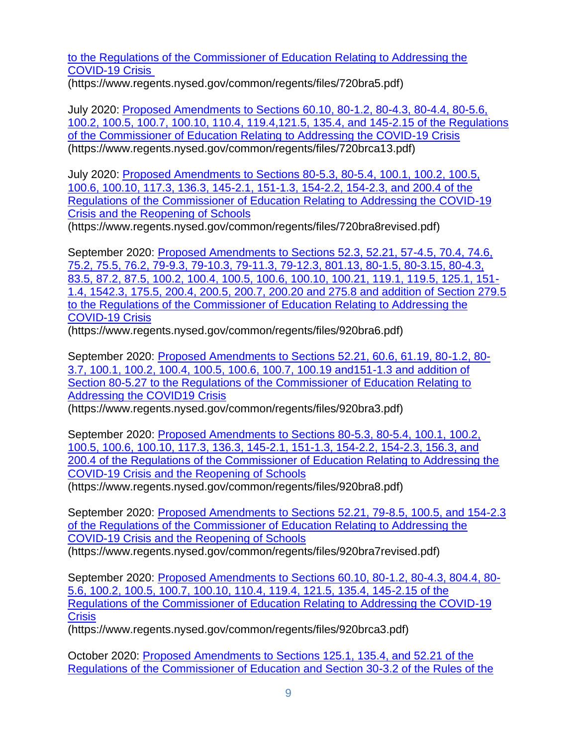[to the Regulations of the Commissioner of Education Relating to Addressing the COVID-19 Crisis](https://www.regents.nysed.gov/common/regents/files/720bra5.pdf)
(https://www.regents.nysed.gov/common/regents/files/720bra5.pdf)

July 2020: [Proposed Amendments to Sections 60.10, 80-1.2, 80-4.3, 80-4.4, 80-5.6, 100.2, 100.5, 100.7, 100.10, 110.4, 119.4,121.5, 135.4, and 145-2.15 of the Regulations of the Commissioner of Education Relating to Addressing the COVID-19 Crisis](https://www.regents.nysed.gov/common/regents/files/720brca13.pdf)
(https://www.regents.nysed.gov/common/regents/files/720brca13.pdf)

July 2020: [Proposed Amendments to Sections 80-5.3, 80-5.4, 100.1, 100.2, 100.5, 100.6, 100.10, 117.3, 136.3, 145-2.1, 151-1.3, 154-2.2, 154-2.3, and 200.4 of the Regulations of the Commissioner of Education Relating to Addressing the COVID-19 Crisis and the Reopening of Schools](https://www.regents.nysed.gov/common/regents/files/720bra8revised.pdf)
(https://www.regents.nysed.gov/common/regents/files/720bra8revised.pdf)

September 2020: [Proposed Amendments to Sections 52.3, 52.21, 57-4.5, 70.4, 74.6, 75.2, 75.5, 76.2, 79-9.3, 79-10.3, 79-11.3, 79-12.3, 801.13, 80-1.5, 80-3.15, 80-4.3, 83.5, 87.2, 87.5, 100.2, 100.4, 100.5, 100.6, 100.10, 100.21, 119.1, 119.5, 125.1, 151-1.4, 1542.3, 175.5, 200.4, 200.5, 200.7, 200.20 and 275.8 and addition of Section 279.5 to the Regulations of the Commissioner of Education Relating to Addressing the COVID-19 Crisis](https://www.regents.nysed.gov/common/regents/files/920bra6.pdf)
(https://www.regents.nysed.gov/common/regents/files/920bra6.pdf)

September 2020: [Proposed Amendments to Sections 52.21, 60.6, 61.19, 80-1.2, 80-3.7, 100.1, 100.2, 100.4, 100.5, 100.6, 100.7, 100.19 and151-1.3 and addition of Section 80-5.27 to the Regulations of the Commissioner of Education Relating to Addressing the COVID19 Crisis](https://www.regents.nysed.gov/common/regents/files/920bra3.pdf)
(https://www.regents.nysed.gov/common/regents/files/920bra3.pdf)

September 2020: [Proposed Amendments to Sections 80-5.3, 80-5.4, 100.1, 100.2, 100.5, 100.6, 100.10, 117.3, 136.3, 145-2.1, 151-1.3, 154-2.2, 154-2.3, 156.3, and 200.4 of the Regulations of the Commissioner of Education Relating to Addressing the COVID-19 Crisis and the Reopening of Schools](https://www.regents.nysed.gov/common/regents/files/920bra8.pdf)
(https://www.regents.nysed.gov/common/regents/files/920bra8.pdf)

September 2020: [Proposed Amendments to Sections 52.21, 79-8.5, 100.5, and 154-2.3 of the Regulations of the Commissioner of Education Relating to Addressing the COVID-19 Crisis and the Reopening of Schools](https://www.regents.nysed.gov/common/regents/files/920bra7revised.pdf)
(https://www.regents.nysed.gov/common/regents/files/920bra7revised.pdf)

September 2020: [Proposed Amendments to Sections 60.10, 80-1.2, 80-4.3, 804.4, 80-5.6, 100.2, 100.5, 100.7, 100.10, 110.4, 119.4, 121.5, 135.4, 145-2.15 of the Regulations of the Commissioner of Education Relating to Addressing the COVID-19 Crisis](https://www.regents.nysed.gov/common/regents/files/920brca3.pdf)
(https://www.regents.nysed.gov/common/regents/files/920brca3.pdf)

October 2020: Proposed Amendments to Sections 125.1, 135.4, and 52.21 of the Regulations of the Commissioner of Education and Section 30-3.2 of the Rules of the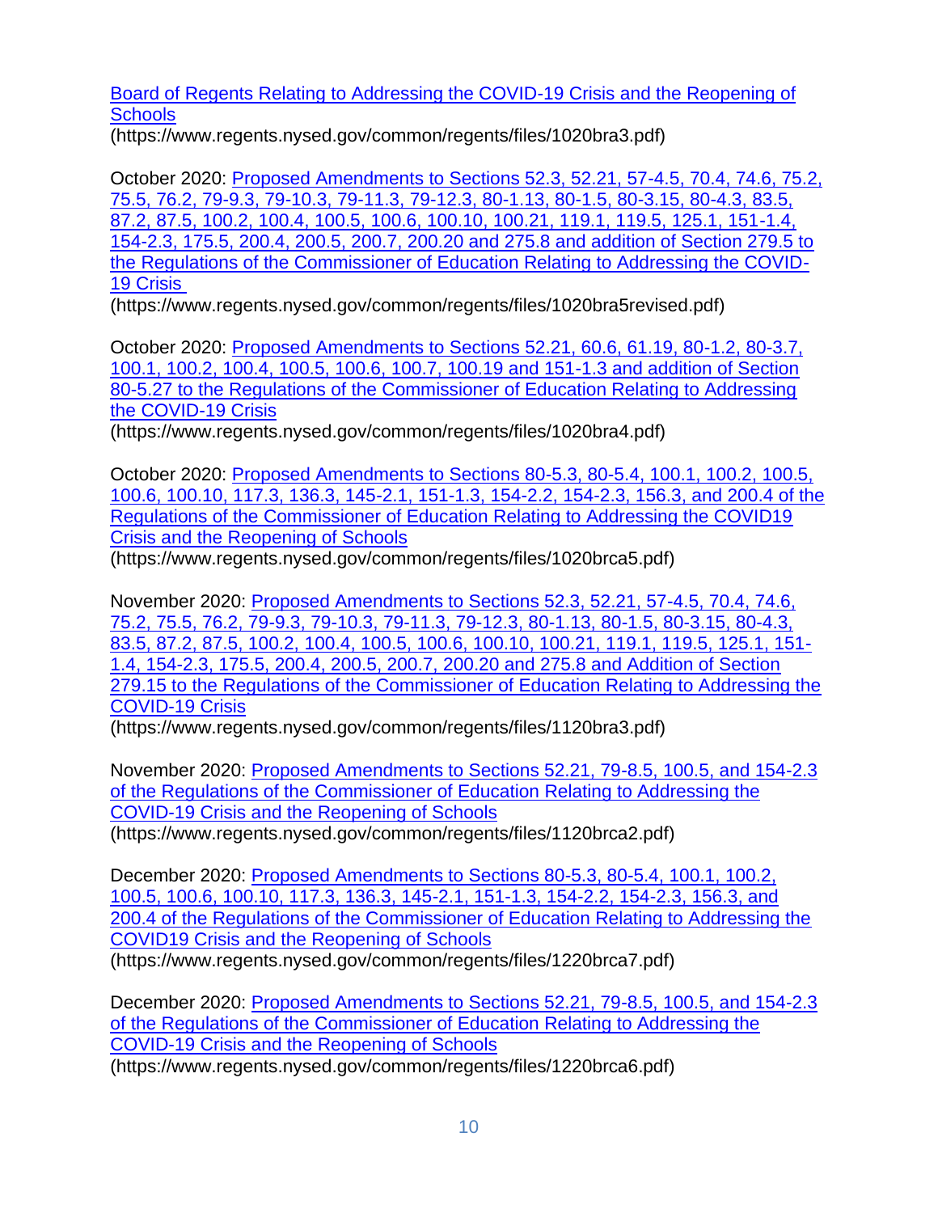[Board of Regents Relating to Addressing the COVID-19 Crisis and the Reopening of Schools](https://www.regents.nysed.gov/common/regents/files/1020bra3.pdf)
(https://www.regents.nysed.gov/common/regents/files/1020bra3.pdf)

October 2020: [Proposed Amendments to Sections 52.3, 52.21, 57-4.5, 70.4, 74.6, 75.2, 75.5, 76.2, 79-9.3, 79-10.3, 79-11.3, 79-12.3, 80-1.13, 80-1.5, 80-3.15, 80-4.3, 83.5, 87.2, 87.5, 100.2, 100.4, 100.5, 100.6, 100.10, 100.21, 119.1, 119.5, 125.1, 151-1.4, 154-2.3, 175.5, 200.4, 200.5, 200.7, 200.20 and 275.8 and addition of Section 279.5 to the Regulations of the Commissioner of Education Relating to Addressing the COVID-19 Crisis](https://www.regents.nysed.gov/common/regents/files/1020bra5revised.pdf)
(https://www.regents.nysed.gov/common/regents/files/1020bra5revised.pdf)

October 2020: [Proposed Amendments to Sections 52.21, 60.6, 61.19, 80-1.2, 80-3.7, 100.1, 100.2, 100.4, 100.5, 100.6, 100.7, 100.19 and 151-1.3 and addition of Section 80-5.27 to the Regulations of the Commissioner of Education Relating to Addressing the COVID-19 Crisis](https://www.regents.nysed.gov/common/regents/files/1020bra4.pdf)
(https://www.regents.nysed.gov/common/regents/files/1020bra4.pdf)

October 2020: [Proposed Amendments to Sections 80-5.3, 80-5.4, 100.1, 100.2, 100.5, 100.6, 100.10, 117.3, 136.3, 145-2.1, 151-1.3, 154-2.2, 154-2.3, 156.3, and 200.4 of the Regulations of the Commissioner of Education Relating to Addressing the COVID19 Crisis and the Reopening of Schools](https://www.regents.nysed.gov/common/regents/files/1020brca5.pdf)
(https://www.regents.nysed.gov/common/regents/files/1020brca5.pdf)

November 2020: [Proposed Amendments to Sections 52.3, 52.21, 57-4.5, 70.4, 74.6, 75.2, 75.5, 76.2, 79-9.3, 79-10.3, 79-11.3, 79-12.3, 80-1.13, 80-1.5, 80-3.15, 80-4.3, 83.5, 87.2, 87.5, 100.2, 100.4, 100.5, 100.6, 100.10, 100.21, 119.1, 119.5, 125.1, 151-1.4, 154-2.3, 175.5, 200.4, 200.5, 200.7, 200.20 and 275.8 and Addition of Section 279.15 to the Regulations of the Commissioner of Education Relating to Addressing the COVID-19 Crisis](https://www.regents.nysed.gov/common/regents/files/1120bra3.pdf)
(https://www.regents.nysed.gov/common/regents/files/1120bra3.pdf)

November 2020: [Proposed Amendments to Sections 52.21, 79-8.5, 100.5, and 154-2.3 of the Regulations of the Commissioner of Education Relating to Addressing the COVID-19 Crisis and the Reopening of Schools](https://www.regents.nysed.gov/common/regents/files/1120brca2.pdf)
(https://www.regents.nysed.gov/common/regents/files/1120brca2.pdf)

December 2020: [Proposed Amendments to Sections 80-5.3, 80-5.4, 100.1, 100.2, 100.5, 100.6, 100.10, 117.3, 136.3, 145-2.1, 151-1.3, 154-2.2, 154-2.3, 156.3, and 200.4 of the Regulations of the Commissioner of Education Relating to Addressing the COVID19 Crisis and the Reopening of Schools](https://www.regents.nysed.gov/common/regents/files/1220brca7.pdf)
(https://www.regents.nysed.gov/common/regents/files/1220brca7.pdf)

December 2020: [Proposed Amendments to Sections 52.21, 79-8.5, 100.5, and 154-2.3 of the Regulations of the Commissioner of Education Relating to Addressing the COVID-19 Crisis and the Reopening of Schools](https://www.regents.nysed.gov/common/regents/files/1220brca6.pdf)
(https://www.regents.nysed.gov/common/regents/files/1220brca6.pdf)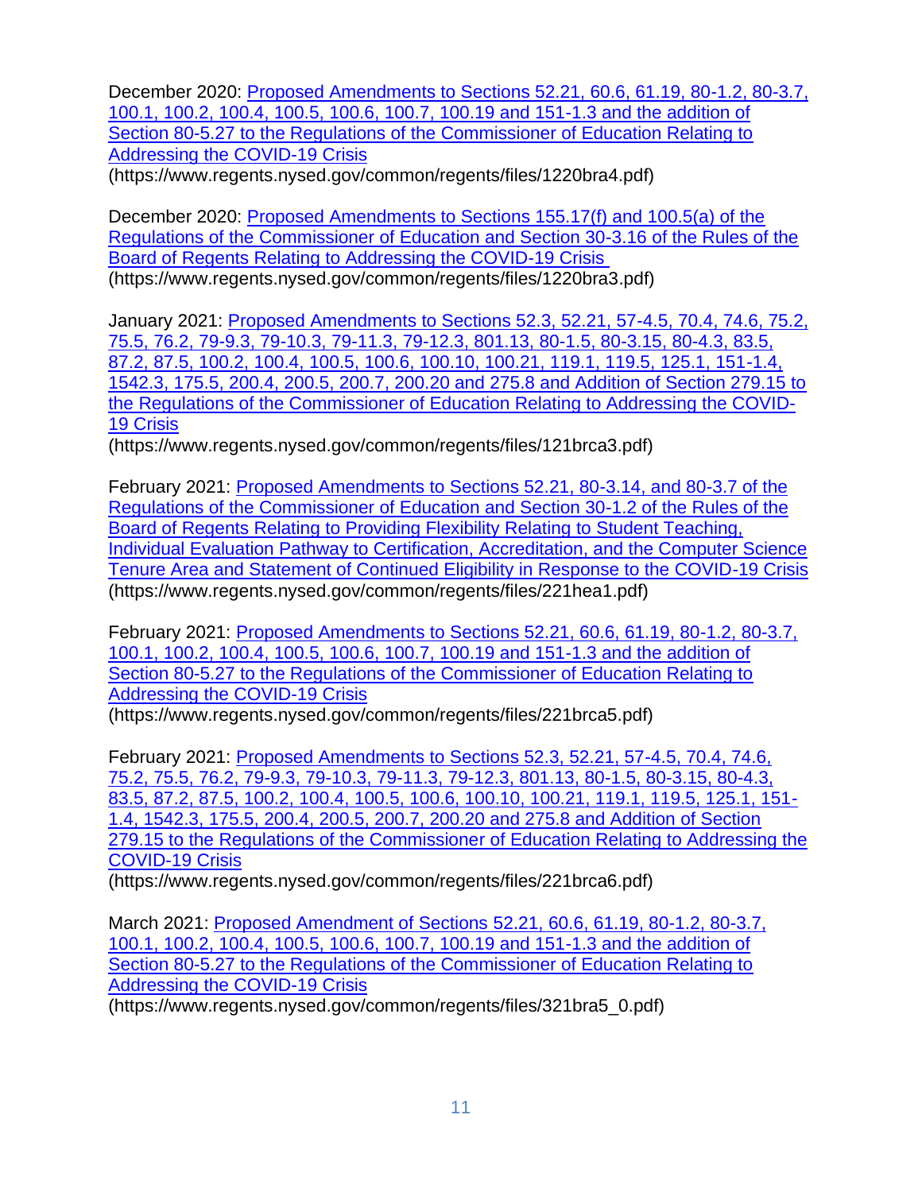December 2020: [Proposed Amendments to Sections 52.21, 60.6, 61.19, 80-1.2, 80-3.7, 100.1, 100.2, 100.4, 100.5, 100.6, 100.7, 100.19 and 151-1.3 and the addition of Section 80-5.27 to the Regulations of the Commissioner of Education Relating to Addressing the COVID-19 Crisis](https://www.regents.nysed.gov/common/regents/files/1220bra4.pdf)
(https://www.regents.nysed.gov/common/regents/files/1220bra4.pdf)

December 2020: [Proposed Amendments to Sections 155.17(f) and 100.5(a) of the Regulations of the Commissioner of Education and Section 30-3.16 of the Rules of the Board of Regents Relating to Addressing the COVID-19 Crisis](https://www.regents.nysed.gov/common/regents/files/1220bra3.pdf)
(https://www.regents.nysed.gov/common/regents/files/1220bra3.pdf)

January 2021: [Proposed Amendments to Sections 52.3, 52.21, 57-4.5, 70.4, 74.6, 75.2, 75.5, 76.2, 79-9.3, 79-10.3, 79-11.3, 79-12.3, 801.13, 80-1.5, 80-3.15, 80-4.3, 83.5, 87.2, 87.5, 100.2, 100.4, 100.5, 100.6, 100.10, 100.21, 119.1, 119.5, 125.1, 151-1.4, 1542.3, 175.5, 200.4, 200.5, 200.7, 200.20 and 275.8 and Addition of Section 279.15 to the Regulations of the Commissioner of Education Relating to Addressing the COVID-19 Crisis](https://www.regents.nysed.gov/common/regents/files/121brca3.pdf)
(https://www.regents.nysed.gov/common/regents/files/121brca3.pdf)

February 2021: [Proposed Amendments to Sections 52.21, 80-3.14, and 80-3.7 of the Regulations of the Commissioner of Education and Section 30-1.2 of the Rules of the Board of Regents Relating to Providing Flexibility Relating to Student Teaching, Individual Evaluation Pathway to Certification, Accreditation, and the Computer Science Tenure Area and Statement of Continued Eligibility in Response to the COVID-19 Crisis](https://www.regents.nysed.gov/common/regents/files/221hea1.pdf)
(https://www.regents.nysed.gov/common/regents/files/221hea1.pdf)

February 2021: [Proposed Amendments to Sections 52.21, 60.6, 61.19, 80-1.2, 80-3.7, 100.1, 100.2, 100.4, 100.5, 100.6, 100.7, 100.19 and 151-1.3 and the addition of Section 80-5.27 to the Regulations of the Commissioner of Education Relating to Addressing the COVID-19 Crisis](https://www.regents.nysed.gov/common/regents/files/221brca5.pdf)
(https://www.regents.nysed.gov/common/regents/files/221brca5.pdf)

February 2021: [Proposed Amendments to Sections 52.3, 52.21, 57-4.5, 70.4, 74.6, 75.2, 75.5, 76.2, 79-9.3, 79-10.3, 79-11.3, 79-12.3, 801.13, 80-1.5, 80-3.15, 80-4.3, 83.5, 87.2, 87.5, 100.2, 100.4, 100.5, 100.6, 100.10, 100.21, 119.1, 119.5, 125.1, 151-1.4, 1542.3, 175.5, 200.4, 200.5, 200.7, 200.20 and 275.8 and Addition of Section 279.15 to the Regulations of the Commissioner of Education Relating to Addressing the COVID-19 Crisis](https://www.regents.nysed.gov/common/regents/files/221brca6.pdf)
(https://www.regents.nysed.gov/common/regents/files/221brca6.pdf)

March 2021: [Proposed Amendment of Sections 52.21, 60.6, 61.19, 80-1.2, 80-3.7, 100.1, 100.2, 100.4, 100.5, 100.6, 100.7, 100.19 and 151-1.3 and the addition of Section 80-5.27 to the Regulations of the Commissioner of Education Relating to Addressing the COVID-19 Crisis](https://www.regents.nysed.gov/common/regents/files/321bra5_0.pdf)
(https://www.regents.nysed.gov/common/regents/files/321bra5_0.pdf)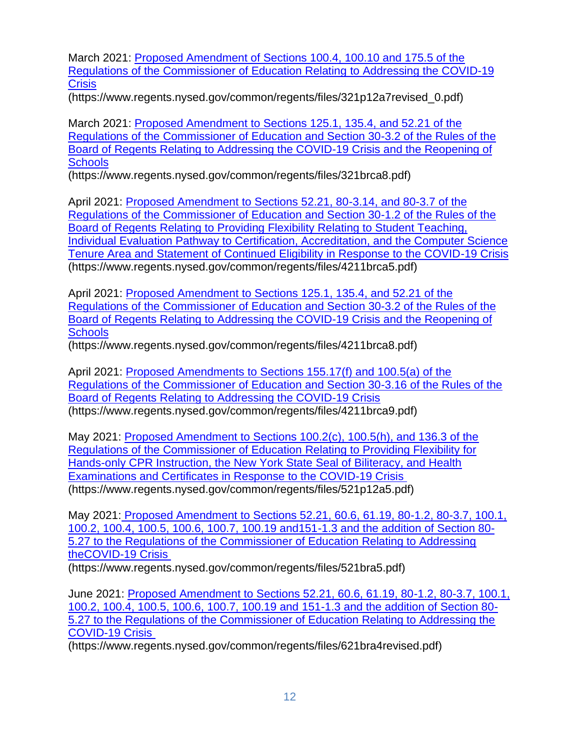March 2021: [Proposed Amendment of Sections 100.4, 100.10 and 175.5 of the Regulations of the Commissioner of Education Relating to Addressing the COVID-19 Crisis](https://www.regents.nysed.gov/common/regents/files/321p12a7revised_0.pdf)
(https://www.regents.nysed.gov/common/regents/files/321p12a7revised_0.pdf)

March 2021: [Proposed Amendment to Sections 125.1, 135.4, and 52.21 of the Regulations of the Commissioner of Education and Section 30-3.2 of the Rules of the Board of Regents Relating to Addressing the COVID-19 Crisis and the Reopening of Schools](https://www.regents.nysed.gov/common/regents/files/321brca8.pdf)
(https://www.regents.nysed.gov/common/regents/files/321brca8.pdf)

April 2021: [Proposed Amendment to Sections 52.21, 80-3.14, and 80-3.7 of the Regulations of the Commissioner of Education and Section 30-1.2 of the Rules of the Board of Regents Relating to Providing Flexibility Relating to Student Teaching, Individual Evaluation Pathway to Certification, Accreditation, and the Computer Science Tenure Area and Statement of Continued Eligibility in Response to the COVID-19 Crisis](https://www.regents.nysed.gov/common/regents/files/4211brca5.pdf)
(https://www.regents.nysed.gov/common/regents/files/4211brca5.pdf)

April 2021: [Proposed Amendment to Sections 125.1, 135.4, and 52.21 of the Regulations of the Commissioner of Education and Section 30-3.2 of the Rules of the Board of Regents Relating to Addressing the COVID-19 Crisis and the Reopening of Schools](https://www.regents.nysed.gov/common/regents/files/4211brca8.pdf)
(https://www.regents.nysed.gov/common/regents/files/4211brca8.pdf)

April 2021: [Proposed Amendments to Sections 155.17(f) and 100.5(a) of the Regulations of the Commissioner of Education and Section 30-3.16 of the Rules of the Board of Regents Relating to Addressing the COVID-19 Crisis](https://www.regents.nysed.gov/common/regents/files/4211brca9.pdf)
(https://www.regents.nysed.gov/common/regents/files/4211brca9.pdf)

May 2021: [Proposed Amendment to Sections 100.2(c), 100.5(h), and 136.3 of the Regulations of the Commissioner of Education Relating to Providing Flexibility for Hands-only CPR Instruction, the New York State Seal of Biliteracy, and Health Examinations and Certificates in Response to the COVID-19 Crisis](https://www.regents.nysed.gov/common/regents/files/521p12a5.pdf)
(https://www.regents.nysed.gov/common/regents/files/521p12a5.pdf)

May 2021: [Proposed Amendment to Sections 52.21, 60.6, 61.19, 80-1.2, 80-3.7, 100.1, 100.2, 100.4, 100.5, 100.6, 100.7, 100.19 and151-1.3 and the addition of Section 80-5.27 to the Regulations of the Commissioner of Education Relating to Addressing theCOVID-19 Crisis](https://www.regents.nysed.gov/common/regents/files/521bra5.pdf)
(https://www.regents.nysed.gov/common/regents/files/521bra5.pdf)

June 2021: [Proposed Amendment to Sections 52.21, 60.6, 61.19, 80-1.2, 80-3.7, 100.1, 100.2, 100.4, 100.5, 100.6, 100.7, 100.19 and 151-1.3 and the addition of Section 80-5.27 to the Regulations of the Commissioner of Education Relating to Addressing the COVID-19 Crisis](https://www.regents.nysed.gov/common/regents/files/621bra4revised.pdf)
(https://www.regents.nysed.gov/common/regents/files/621bra4revised.pdf)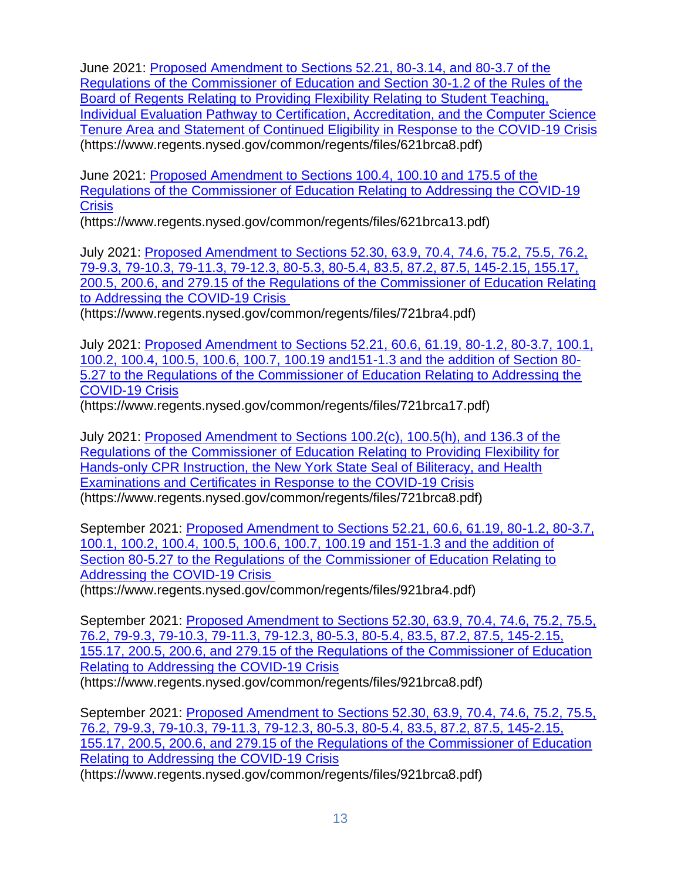June 2021: [Proposed Amendment to Sections 52.21, 80-3.14, and 80-3.7 of the Regulations of the Commissioner of Education and Section 30-1.2 of the Rules of the Board of Regents Relating to Providing Flexibility Relating to Student Teaching, Individual Evaluation Pathway to Certification, Accreditation, and the Computer Science Tenure Area and Statement of Continued Eligibility in Response to the COVID-19 Crisis](https://www.regents.nysed.gov/common/regents/files/621brca8.pdf)
(https://www.regents.nysed.gov/common/regents/files/621brca8.pdf)

June 2021: [Proposed Amendment to Sections 100.4, 100.10 and 175.5 of the Regulations of the Commissioner of Education Relating to Addressing the COVID-19 Crisis](https://www.regents.nysed.gov/common/regents/files/621brca13.pdf)
(https://www.regents.nysed.gov/common/regents/files/621brca13.pdf)

July 2021: [Proposed Amendment to Sections 52.30, 63.9, 70.4, 74.6, 75.2, 75.5, 76.2, 79-9.3, 79-10.3, 79-11.3, 79-12.3, 80-5.3, 80-5.4, 83.5, 87.2, 87.5, 145-2.15, 155.17, 200.5, 200.6, and 279.15 of the Regulations of the Commissioner of Education Relating to Addressing the COVID-19 Crisis](https://www.regents.nysed.gov/common/regents/files/721bra4.pdf)
(https://www.regents.nysed.gov/common/regents/files/721bra4.pdf)

July 2021: [Proposed Amendment to Sections 52.21, 60.6, 61.19, 80-1.2, 80-3.7, 100.1, 100.2, 100.4, 100.5, 100.6, 100.7, 100.19 and151-1.3 and the addition of Section 80-5.27 to the Regulations of the Commissioner of Education Relating to Addressing the COVID-19 Crisis](https://www.regents.nysed.gov/common/regents/files/721brca17.pdf)
(https://www.regents.nysed.gov/common/regents/files/721brca17.pdf)

July 2021: [Proposed Amendment to Sections 100.2(c), 100.5(h), and 136.3 of the Regulations of the Commissioner of Education Relating to Providing Flexibility for Hands-only CPR Instruction, the New York State Seal of Biliteracy, and Health Examinations and Certificates in Response to the COVID-19 Crisis](https://www.regents.nysed.gov/common/regents/files/721brca8.pdf)
(https://www.regents.nysed.gov/common/regents/files/721brca8.pdf)

September 2021: [Proposed Amendment to Sections 52.21, 60.6, 61.19, 80-1.2, 80-3.7, 100.1, 100.2, 100.4, 100.5, 100.6, 100.7, 100.19 and 151-1.3 and the addition of Section 80-5.27 to the Regulations of the Commissioner of Education Relating to Addressing the COVID-19 Crisis](https://www.regents.nysed.gov/common/regents/files/921bra4.pdf)
(https://www.regents.nysed.gov/common/regents/files/921bra4.pdf)

September 2021: [Proposed Amendment to Sections 52.30, 63.9, 70.4, 74.6, 75.2, 75.5, 76.2, 79-9.3, 79-10.3, 79-11.3, 79-12.3, 80-5.3, 80-5.4, 83.5, 87.2, 87.5, 145-2.15, 155.17, 200.5, 200.6, and 279.15 of the Regulations of the Commissioner of Education Relating to Addressing the COVID-19 Crisis](https://www.regents.nysed.gov/common/regents/files/921brca8.pdf)
(https://www.regents.nysed.gov/common/regents/files/921brca8.pdf)

September 2021: [Proposed Amendment to Sections 52.30, 63.9, 70.4, 74.6, 75.2, 75.5, 76.2, 79-9.3, 79-10.3, 79-11.3, 79-12.3, 80-5.3, 80-5.4, 83.5, 87.2, 87.5, 145-2.15, 155.17, 200.5, 200.6, and 279.15 of the Regulations of the Commissioner of Education Relating to Addressing the COVID-19 Crisis](https://www.regents.nysed.gov/common/regents/files/921brca8.pdf)
(https://www.regents.nysed.gov/common/regents/files/921brca8.pdf)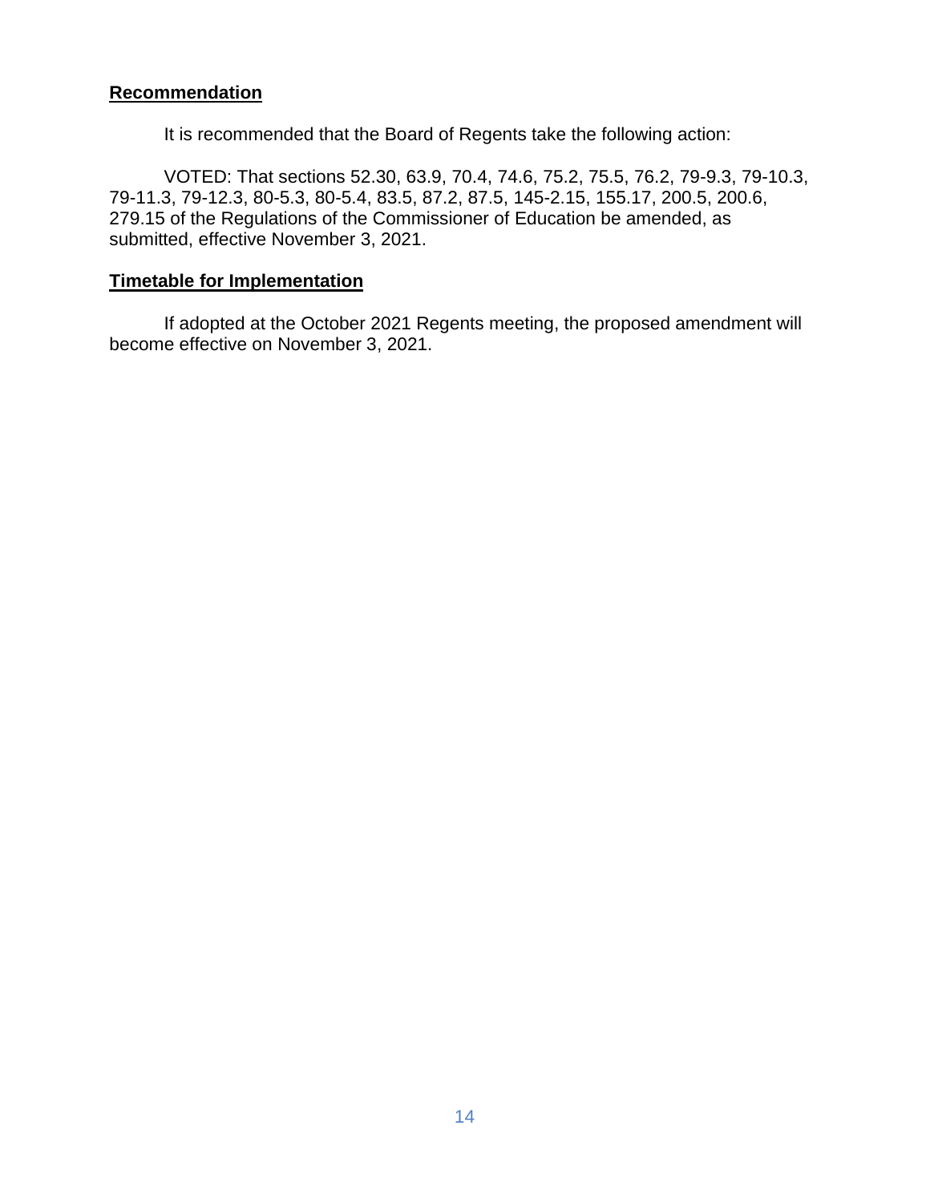**Recommendation**

It is recommended that the Board of Regents take the following action:

VOTED: That sections 52.30, 63.9, 70.4, 74.6, 75.2, 75.5, 76.2, 79-9.3, 79-10.3, 79-11.3, 79-12.3, 80-5.3, 80-5.4, 83.5, 87.2, 87.5, 145-2.15, 155.17, 200.5, 200.6, 279.15 of the Regulations of the Commissioner of Education be amended, as submitted, effective November 3, 2021.

**Timetable for Implementation**

If adopted at the October 2021 Regents meeting, the proposed amendment will become effective on November 3, 2021.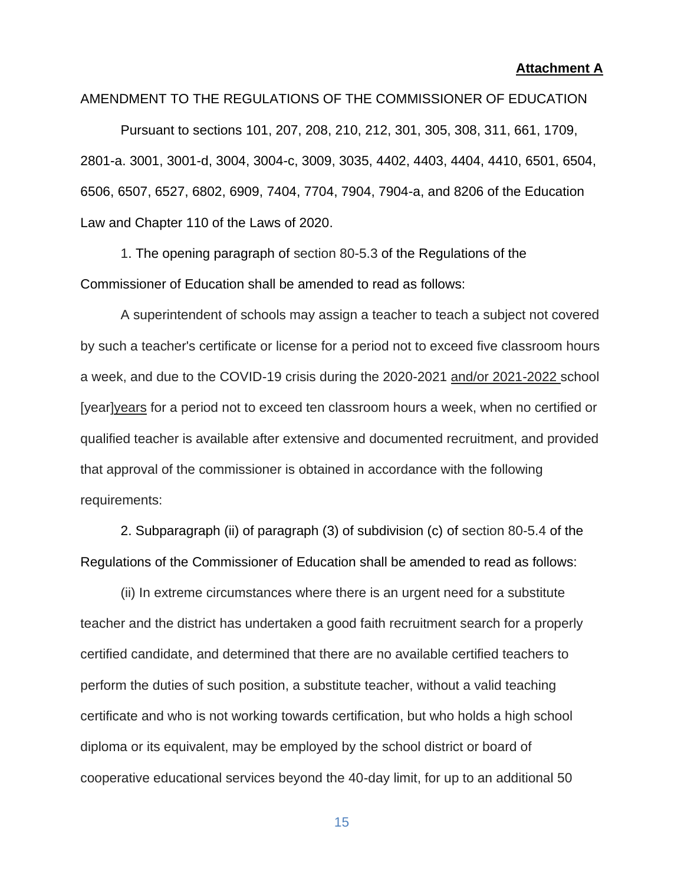**Attachment A**

AMENDMENT TO THE REGULATIONS OF THE COMMISSIONER OF EDUCATION

Pursuant to sections 101, 207, 208, 210, 212, 301, 305, 308, 311, 661, 1709, 2801-a. 3001, 3001-d, 3004, 3004-c, 3009, 3035, 4402, 4403, 4404, 4410, 6501, 6504, 6506, 6507, 6527, 6802, 6909, 7404, 7704, 7904, 7904-a, and 8206 of the Education Law and Chapter 110 of the Laws of 2020.

1. The opening paragraph of section 80-5.3 of the Regulations of the Commissioner of Education shall be amended to read as follows:

A superintendent of schools may assign a teacher to teach a subject not covered by such a teacher's certificate or license for a period not to exceed five classroom hours a week, and due to the COVID-19 crisis during the 2020-2021 <u>and/or 2021-2022</u> school [year]<u>years</u> for a period not to exceed ten classroom hours a week, when no certified or qualified teacher is available after extensive and documented recruitment, and provided that approval of the commissioner is obtained in accordance with the following requirements:

2. Subparagraph (ii) of paragraph (3) of subdivision (c) of section 80-5.4 of the Regulations of the Commissioner of Education shall be amended to read as follows:

(ii) In extreme circumstances where there is an urgent need for a substitute teacher and the district has undertaken a good faith recruitment search for a properly certified candidate, and determined that there are no available certified teachers to perform the duties of such position, a substitute teacher, without a valid teaching certificate and who is not working towards certification, but who holds a high school diploma or its equivalent, may be employed by the school district or board of cooperative educational services beyond the 40-day limit, for up to an additional 50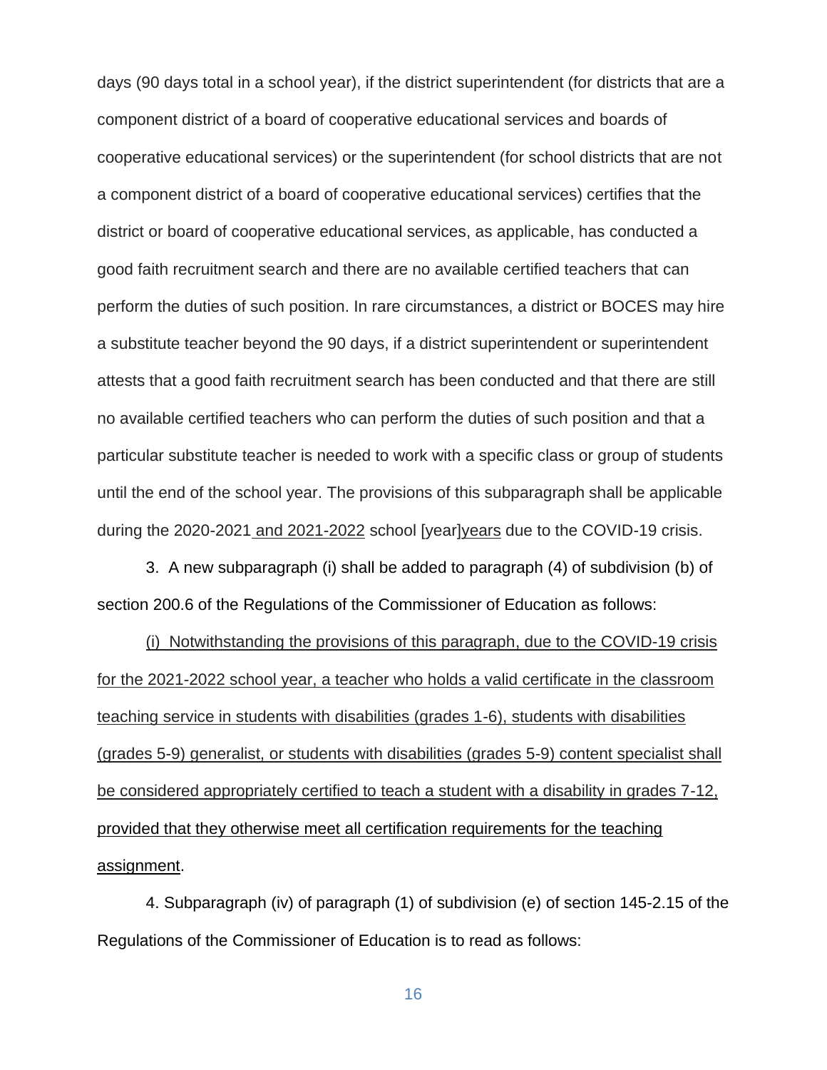days (90 days total in a school year), if the district superintendent (for districts that are a component district of a board of cooperative educational services and boards of cooperative educational services) or the superintendent (for school districts that are not a component district of a board of cooperative educational services) certifies that the district or board of cooperative educational services, as applicable, has conducted a good faith recruitment search and there are no available certified teachers that can perform the duties of such position. In rare circumstances, a district or BOCES may hire a substitute teacher beyond the 90 days, if a district superintendent or superintendent attests that a good faith recruitment search has been conducted and that there are still no available certified teachers who can perform the duties of such position and that a particular substitute teacher is needed to work with a specific class or group of students until the end of the school year. The provisions of this subparagraph shall be applicable during the 2020-2021 <u>and 2021-2022</u> school [year]<u>years</u> due to the COVID-19 crisis.

3. A new subparagraph (i) shall be added to paragraph (4) of subdivision (b) of section 200.6 of the Regulations of the Commissioner of Education as follows:

<u>(i) Notwithstanding the provisions of this paragraph, due to the COVID-19 crisis for the 2021-2022 school year, a teacher who holds a valid certificate in the classroom teaching service in students with disabilities (grades 1-6), students with disabilities (grades 5-9) generalist, or students with disabilities (grades 5-9) content specialist shall be considered appropriately certified to teach a student with a disability in grades 7-12, provided that they otherwise meet all certification requirements for the teaching assignment</u>.

4. Subparagraph (iv) of paragraph (1) of subdivision (e) of section 145-2.15 of the Regulations of the Commissioner of Education is to read as follows: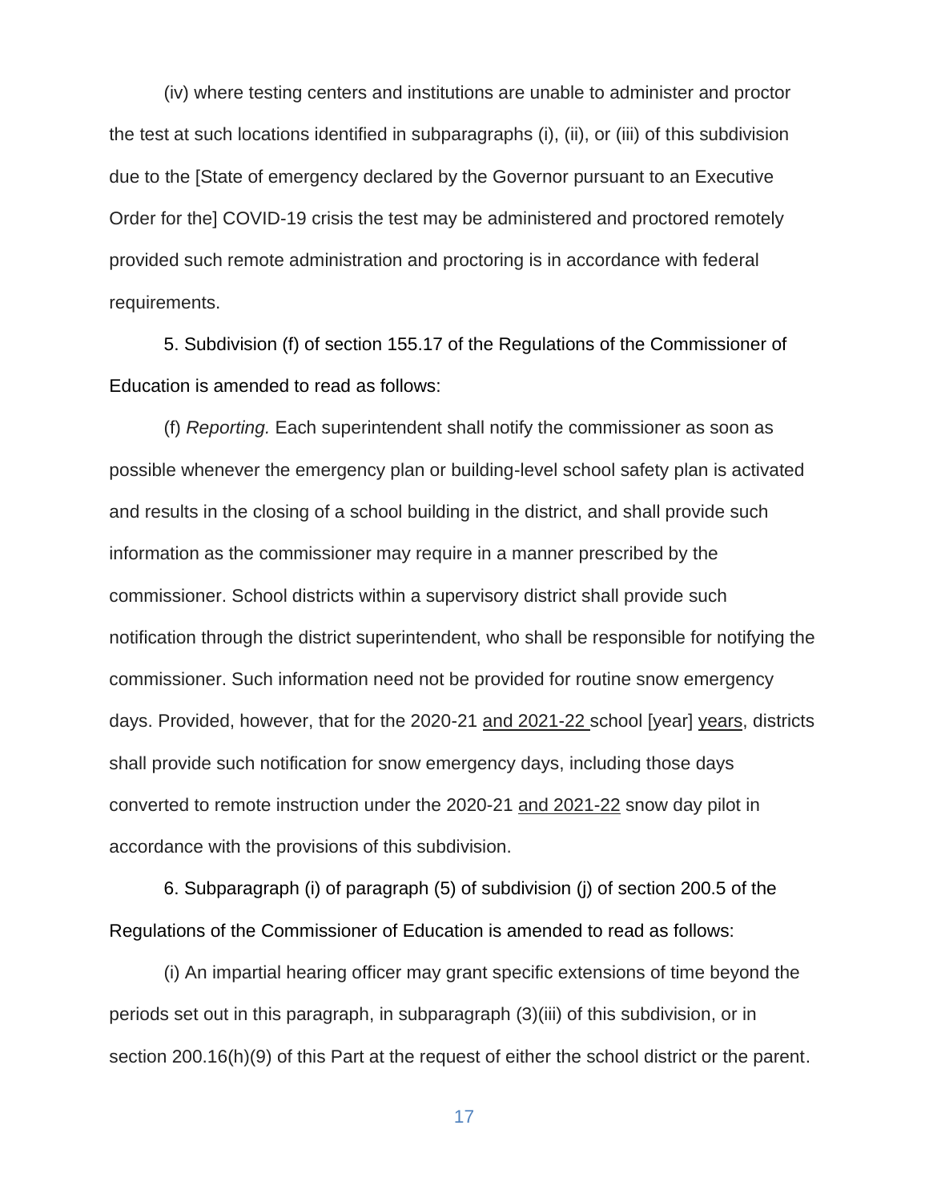(iv) where testing centers and institutions are unable to administer and proctor the test at such locations identified in subparagraphs (i), (ii), or (iii) of this subdivision due to the [State of emergency declared by the Governor pursuant to an Executive Order for the] COVID-19 crisis the test may be administered and proctored remotely provided such remote administration and proctoring is in accordance with federal requirements.

5. Subdivision (f) of section 155.17 of the Regulations of the Commissioner of Education is amended to read as follows:

(f) *Reporting.* Each superintendent shall notify the commissioner as soon as possible whenever the emergency plan or building-level school safety plan is activated and results in the closing of a school building in the district, and shall provide such information as the commissioner may require in a manner prescribed by the commissioner. School districts within a supervisory district shall provide such notification through the district superintendent, who shall be responsible for notifying the commissioner. Such information need not be provided for routine snow emergency days. Provided, however, that for the 2020-21 <u>and 2021-22</u> school [year] <u>years</u>, districts shall provide such notification for snow emergency days, including those days converted to remote instruction under the 2020-21 <u>and 2021-22</u> snow day pilot in accordance with the provisions of this subdivision.

6. Subparagraph (i) of paragraph (5) of subdivision (j) of section 200.5 of the Regulations of the Commissioner of Education is amended to read as follows:

(i) An impartial hearing officer may grant specific extensions of time beyond the periods set out in this paragraph, in subparagraph (3)(iii) of this subdivision, or in section 200.16(h)(9) of this Part at the request of either the school district or the parent.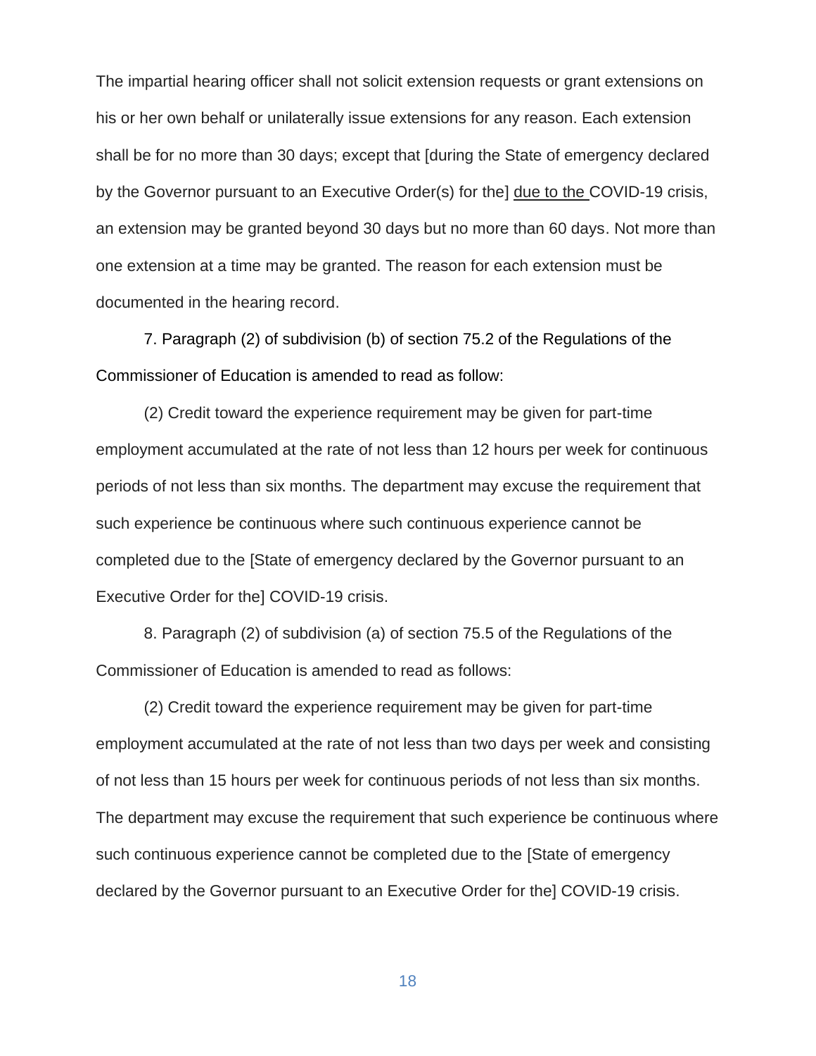The impartial hearing officer shall not solicit extension requests or grant extensions on his or her own behalf or unilaterally issue extensions for any reason. Each extension shall be for no more than 30 days; except that [during the State of emergency declared by the Governor pursuant to an Executive Order(s) for the] <u>due to the </u>COVID-19 crisis, an extension may be granted beyond 30 days but no more than 60 days. Not more than one extension at a time may be granted. The reason for each extension must be documented in the hearing record.

7. Paragraph (2) of subdivision (b) of section 75.2 of the Regulations of the Commissioner of Education is amended to read as follow:

(2) Credit toward the experience requirement may be given for part-time employment accumulated at the rate of not less than 12 hours per week for continuous periods of not less than six months. The department may excuse the requirement that such experience be continuous where such continuous experience cannot be completed due to the [State of emergency declared by the Governor pursuant to an Executive Order for the] COVID-19 crisis.

8. Paragraph (2) of subdivision (a) of section 75.5 of the Regulations of the Commissioner of Education is amended to read as follows:

(2) Credit toward the experience requirement may be given for part-time employment accumulated at the rate of not less than two days per week and consisting of not less than 15 hours per week for continuous periods of not less than six months. The department may excuse the requirement that such experience be continuous where such continuous experience cannot be completed due to the [State of emergency declared by the Governor pursuant to an Executive Order for the] COVID-19 crisis.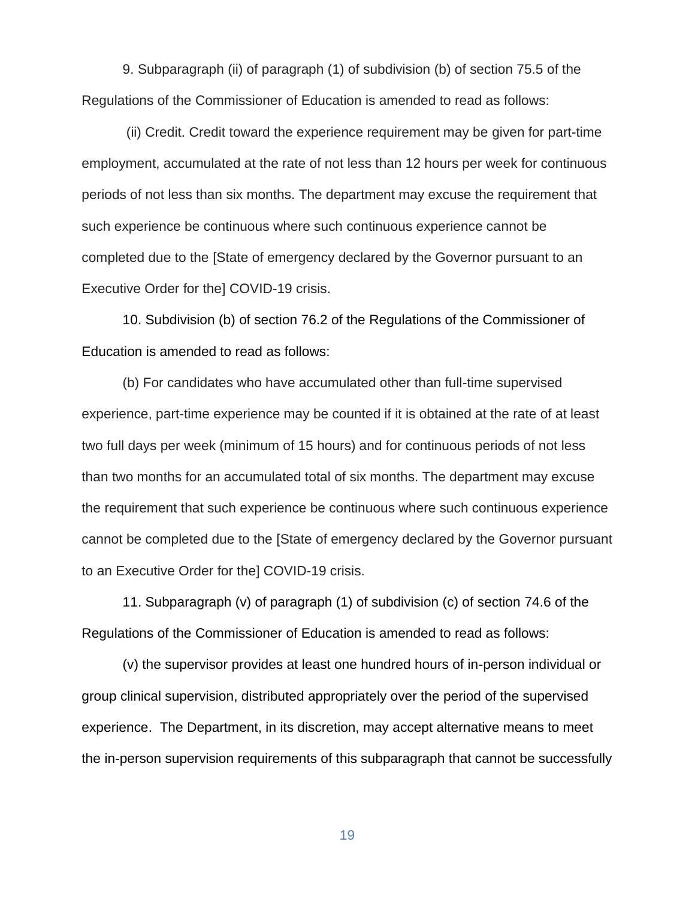9. Subparagraph (ii) of paragraph (1) of subdivision (b) of section 75.5 of the Regulations of the Commissioner of Education is amended to read as follows:

(ii) Credit. Credit toward the experience requirement may be given for part-time employment, accumulated at the rate of not less than 12 hours per week for continuous periods of not less than six months. The department may excuse the requirement that such experience be continuous where such continuous experience cannot be completed due to the [State of emergency declared by the Governor pursuant to an Executive Order for the] COVID-19 crisis.

10. Subdivision (b) of section 76.2 of the Regulations of the Commissioner of Education is amended to read as follows:

(b) For candidates who have accumulated other than full-time supervised experience, part-time experience may be counted if it is obtained at the rate of at least two full days per week (minimum of 15 hours) and for continuous periods of not less than two months for an accumulated total of six months. The department may excuse the requirement that such experience be continuous where such continuous experience cannot be completed due to the [State of emergency declared by the Governor pursuant to an Executive Order for the] COVID-19 crisis.

11. Subparagraph (v) of paragraph (1) of subdivision (c) of section 74.6 of the Regulations of the Commissioner of Education is amended to read as follows:

(v) the supervisor provides at least one hundred hours of in-person individual or group clinical supervision, distributed appropriately over the period of the supervised experience. The Department, in its discretion, may accept alternative means to meet the in-person supervision requirements of this subparagraph that cannot be successfully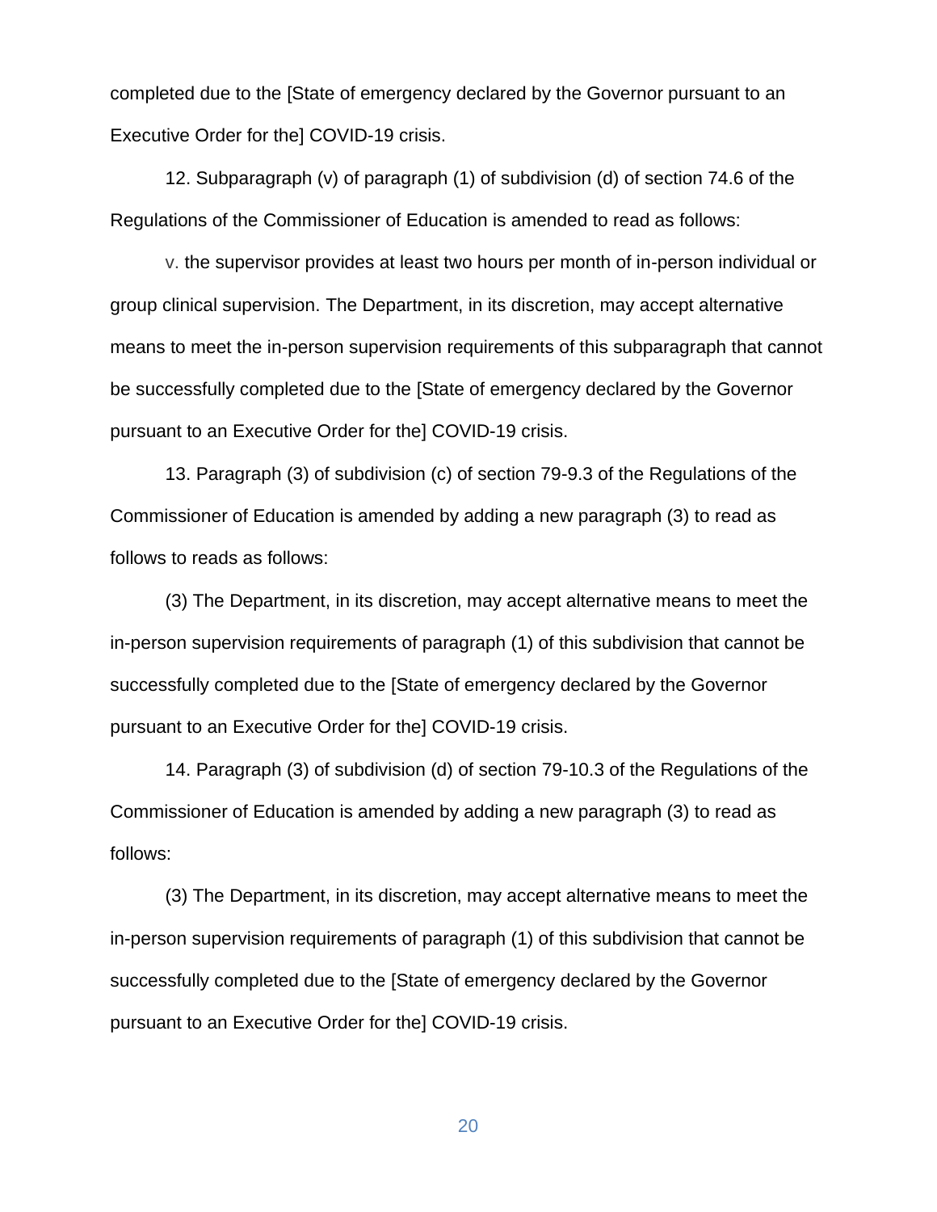completed due to the [State of emergency declared by the Governor pursuant to an Executive Order for the] COVID-19 crisis.

12. Subparagraph (v) of paragraph (1) of subdivision (d) of section 74.6 of the Regulations of the Commissioner of Education is amended to read as follows:

v. the supervisor provides at least two hours per month of in-person individual or group clinical supervision. The Department, in its discretion, may accept alternative means to meet the in-person supervision requirements of this subparagraph that cannot be successfully completed due to the [State of emergency declared by the Governor pursuant to an Executive Order for the] COVID-19 crisis.

13. Paragraph (3) of subdivision (c) of section 79-9.3 of the Regulations of the Commissioner of Education is amended by adding a new paragraph (3) to read as follows to reads as follows:

(3) The Department, in its discretion, may accept alternative means to meet the in-person supervision requirements of paragraph (1) of this subdivision that cannot be successfully completed due to the [State of emergency declared by the Governor pursuant to an Executive Order for the] COVID-19 crisis.

14. Paragraph (3) of subdivision (d) of section 79-10.3 of the Regulations of the Commissioner of Education is amended by adding a new paragraph (3) to read as follows:

(3) The Department, in its discretion, may accept alternative means to meet the in-person supervision requirements of paragraph (1) of this subdivision that cannot be successfully completed due to the [State of emergency declared by the Governor pursuant to an Executive Order for the] COVID-19 crisis.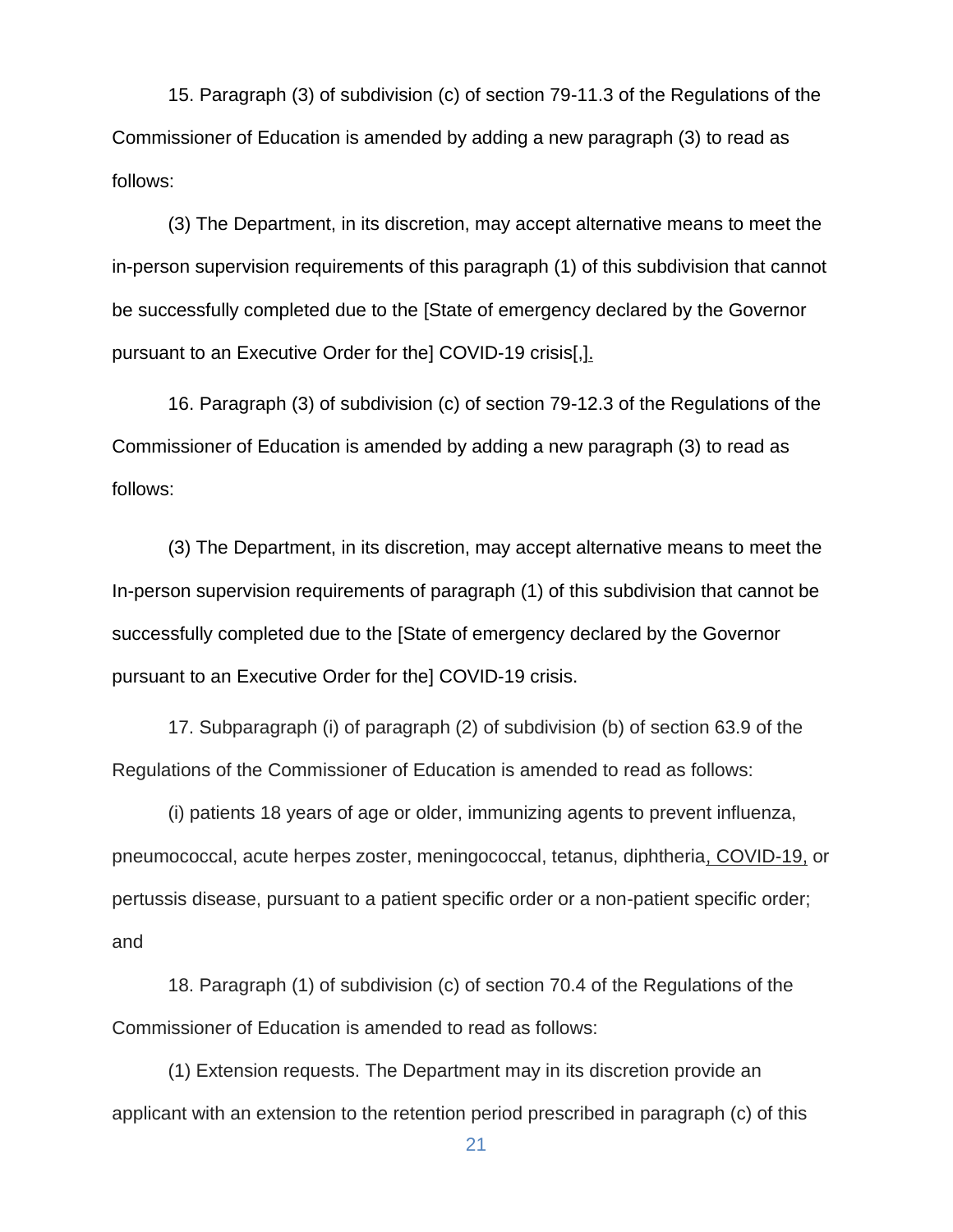15. Paragraph (3) of subdivision (c) of section 79-11.3 of the Regulations of the Commissioner of Education is amended by adding a new paragraph (3) to read as follows:

(3) The Department, in its discretion, may accept alternative means to meet the in-person supervision requirements of this paragraph (1) of this subdivision that cannot be successfully completed due to the [State of emergency declared by the Governor pursuant to an Executive Order for the] COVID-19 crisis[,].

16. Paragraph (3) of subdivision (c) of section 79-12.3 of the Regulations of the Commissioner of Education is amended by adding a new paragraph (3) to read as follows:

(3) The Department, in its discretion, may accept alternative means to meet the In-person supervision requirements of paragraph (1) of this subdivision that cannot be successfully completed due to the [State of emergency declared by the Governor pursuant to an Executive Order for the] COVID-19 crisis.

17. Subparagraph (i) of paragraph (2) of subdivision (b) of section 63.9 of the Regulations of the Commissioner of Education is amended to read as follows:

(i) patients 18 years of age or older, immunizing agents to prevent influenza, pneumococcal, acute herpes zoster, meningococcal, tetanus, diphtheria, COVID-19, or pertussis disease, pursuant to a patient specific order or a non-patient specific order; and

18. Paragraph (1) of subdivision (c) of section 70.4 of the Regulations of the Commissioner of Education is amended to read as follows:

(1) Extension requests. The Department may in its discretion provide an applicant with an extension to the retention period prescribed in paragraph (c) of this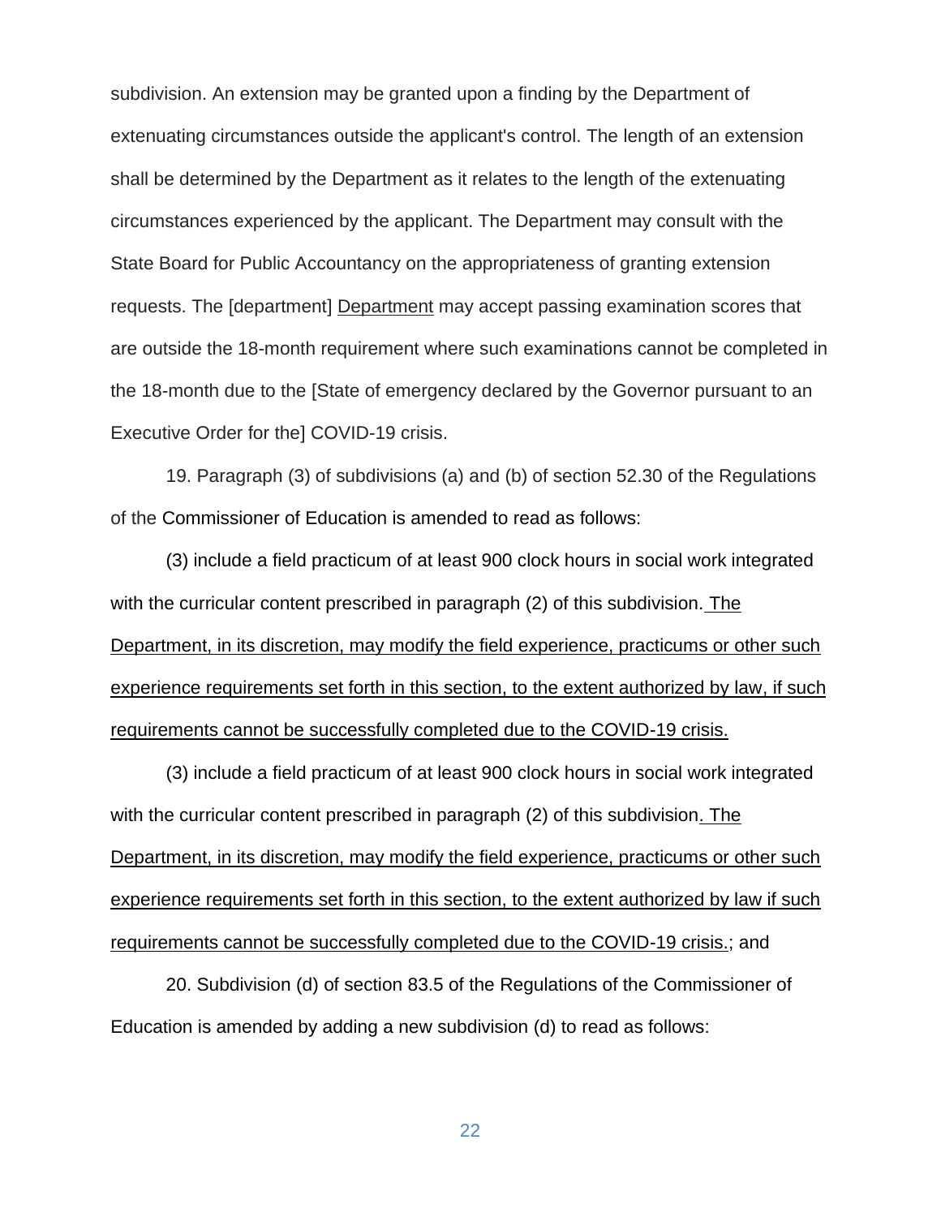subdivision. An extension may be granted upon a finding by the Department of extenuating circumstances outside the applicant's control. The length of an extension shall be determined by the Department as it relates to the length of the extenuating circumstances experienced by the applicant. The Department may consult with the State Board for Public Accountancy on the appropriateness of granting extension requests. The [department] <u>Department</u> may accept passing examination scores that are outside the 18-month requirement where such examinations cannot be completed in the 18-month due to the [State of emergency declared by the Governor pursuant to an Executive Order for the] COVID-19 crisis.

19. Paragraph (3) of subdivisions (a) and (b) of section 52.30 of the Regulations of the Commissioner of Education is amended to read as follows:

(3) include a field practicum of at least 900 clock hours in social work integrated with the curricular content prescribed in paragraph (2) of this subdivision. <u>The Department, in its discretion, may modify the field experience, practicums or other such experience requirements set forth in this section, to the extent authorized by law, if such requirements cannot be successfully completed due to the COVID-19 crisis.</u>

(3) include a field practicum of at least 900 clock hours in social work integrated with the curricular content prescribed in paragraph (2) of this subdivision<u>. The Department, in its discretion, may modify the field experience, practicums or other such experience requirements set forth in this section, to the extent authorized by law if such requirements cannot be successfully completed due to the COVID-19 crisis.</u>; and

20. Subdivision (d) of section 83.5 of the Regulations of the Commissioner of Education is amended by adding a new subdivision (d) to read as follows: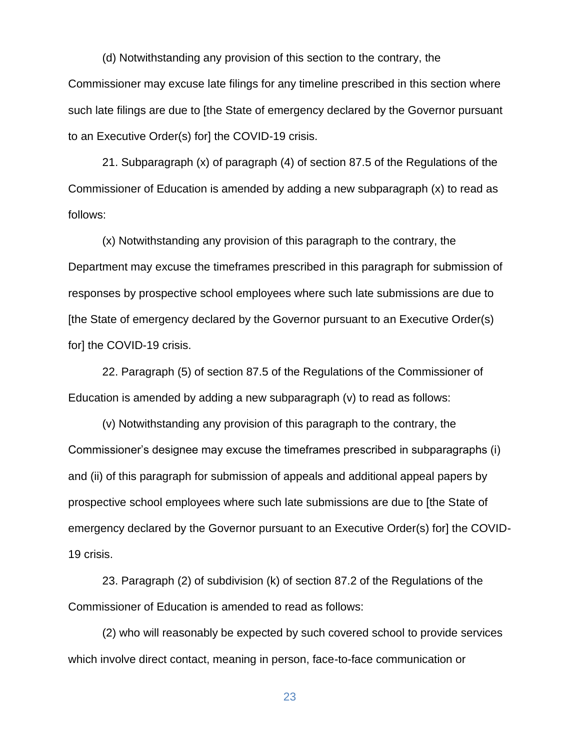(d) Notwithstanding any provision of this section to the contrary, the Commissioner may excuse late filings for any timeline prescribed in this section where such late filings are due to [the State of emergency declared by the Governor pursuant to an Executive Order(s) for] the COVID-19 crisis.

21. Subparagraph (x) of paragraph (4) of section 87.5 of the Regulations of the Commissioner of Education is amended by adding a new subparagraph (x) to read as follows:

(x) Notwithstanding any provision of this paragraph to the contrary, the Department may excuse the timeframes prescribed in this paragraph for submission of responses by prospective school employees where such late submissions are due to [the State of emergency declared by the Governor pursuant to an Executive Order(s) for] the COVID-19 crisis.

22. Paragraph (5) of section 87.5 of the Regulations of the Commissioner of Education is amended by adding a new subparagraph (v) to read as follows:

(v) Notwithstanding any provision of this paragraph to the contrary, the Commissioner's designee may excuse the timeframes prescribed in subparagraphs (i) and (ii) of this paragraph for submission of appeals and additional appeal papers by prospective school employees where such late submissions are due to [the State of emergency declared by the Governor pursuant to an Executive Order(s) for] the COVID-19 crisis.

23. Paragraph (2) of subdivision (k) of section 87.2 of the Regulations of the Commissioner of Education is amended to read as follows:

(2) who will reasonably be expected by such covered school to provide services which involve direct contact, meaning in person, face-to-face communication or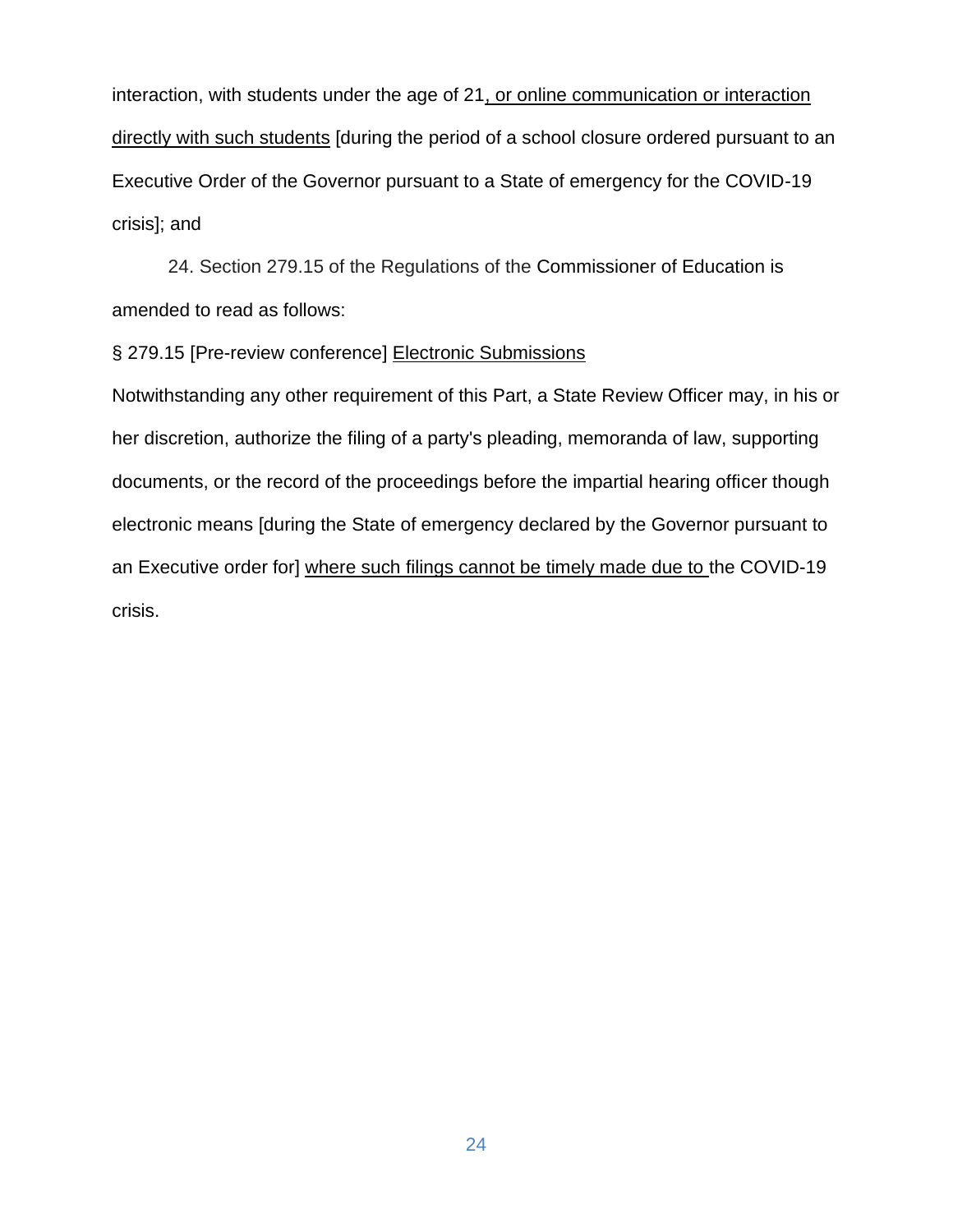interaction, with students under the age of 21, or online communication or interaction directly with such students [during the period of a school closure ordered pursuant to an Executive Order of the Governor pursuant to a State of emergency for the COVID-19 crisis]; and

24. Section 279.15 of the Regulations of the Commissioner of Education is amended to read as follows:

§ 279.15 [Pre-review conference] Electronic Submissions

Notwithstanding any other requirement of this Part, a State Review Officer may, in his or her discretion, authorize the filing of a party's pleading, memoranda of law, supporting documents, or the record of the proceedings before the impartial hearing officer though electronic means [during the State of emergency declared by the Governor pursuant to an Executive order for] where such filings cannot be timely made due to the COVID-19 crisis.